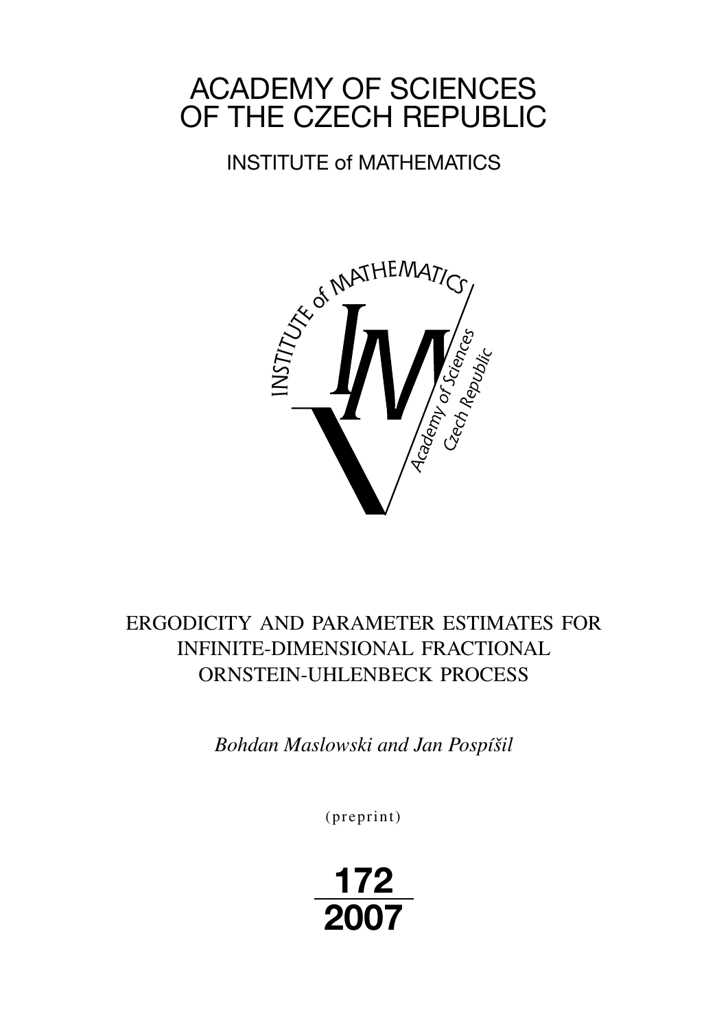# ACADEMY OF SCIENCES OF THE CZECH REPUBLIC

## INSTITUTE of MATHEMATICS

INSTITUTE of MATHEMATICS

Academy of Sciences Czech Republic

## ERGODICITY AND PARAMETER ESTIMATES FOR INFINITE-DIMENSIONAL FRACTIONAL ORNSTEIN-UHLENBECK PROCESS

*Bohdan Maslowski and Jan Pospíšil*

(preprint)

**172**

**2007**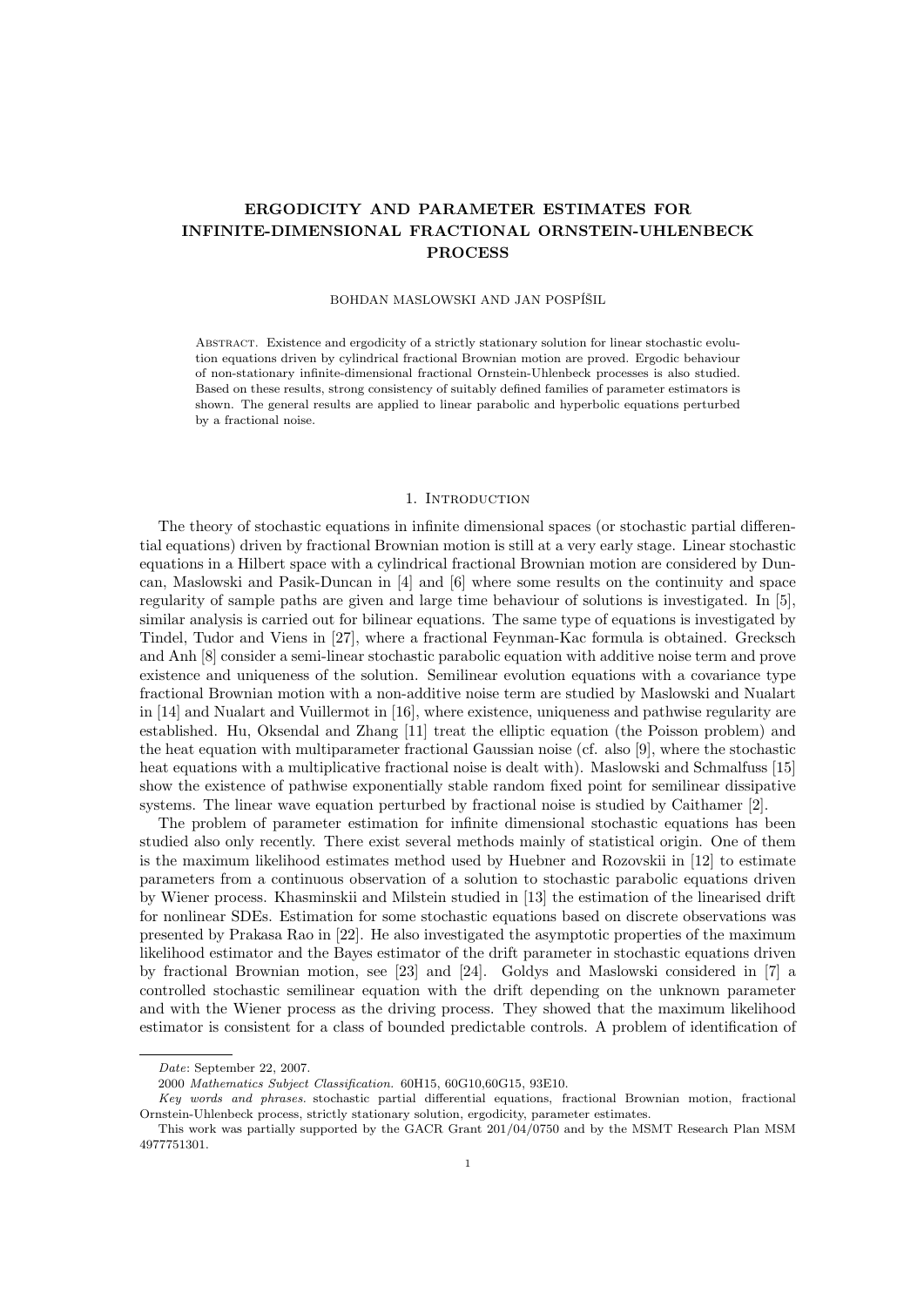# ERGODICITY AND PARAMETER ESTIMATES FOR INFINITE-DIMENSIONAL FRACTIONAL ORNSTEIN-UHLENBECK PROCESS

BOHDAN MASLOWSKI AND JAN POSPÍŠIL

Abstract. Existence and ergodicity of a strictly stationary solution for linear stochastic evolution equations driven by cylindrical fractional Brownian motion are proved. Ergodic behaviour of non-stationary infinite-dimensional fractional Ornstein-Uhlenbeck processes is also studied. Based on these results, strong consistency of suitably defined families of parameter estimators is shown. The general results are applied to linear parabolic and hyperbolic equations perturbed by a fractional noise.

## 1. Introduction

The theory of stochastic equations in infinite dimensional spaces (or stochastic partial differential equations) driven by fractional Brownian motion is still at a very early stage. Linear stochastic equations in a Hilbert space with a cylindrical fractional Brownian motion are considered by Duncan, Maslowski and Pasik-Duncan in [4] and [6] where some results on the continuity and space regularity of sample paths are given and large time behaviour of solutions is investigated. In [5], similar analysis is carried out for bilinear equations. The same type of equations is investigated by Tindel, Tudor and Viens in [27], where a fractional Feynman-Kac formula is obtained. Grecksch and Anh [8] consider a semi-linear stochastic parabolic equation with additive noise term and prove existence and uniqueness of the solution. Semilinear evolution equations with a covariance type fractional Brownian motion with a non-additive noise term are studied by Maslowski and Nualart in [14] and Nualart and Vuillermot in [16], where existence, uniqueness and pathwise regularity are established. Hu, Oksendal and Zhang [11] treat the elliptic equation (the Poisson problem) and the heat equation with multiparameter fractional Gaussian noise (cf. also [9], where the stochastic heat equations with a multiplicative fractional noise is dealt with). Maslowski and Schmalfuss [15] show the existence of pathwise exponentially stable random fixed point for semilinear dissipative systems. The linear wave equation perturbed by fractional noise is studied by Caithamer [2].

The problem of parameter estimation for infinite dimensional stochastic equations has been studied also only recently. There exist several methods mainly of statistical origin. One of them is the maximum likelihood estimates method used by Huebner and Rozovskii in [12] to estimate parameters from a continuous observation of a solution to stochastic parabolic equations driven by Wiener process. Khasminskii and Milstein studied in [13] the estimation of the linearised drift for nonlinear SDEs. Estimation for some stochastic equations based on discrete observations was presented by Prakasa Rao in [22]. He also investigated the asymptotic properties of the maximum likelihood estimator and the Bayes estimator of the drift parameter in stochastic equations driven by fractional Brownian motion, see [23] and [24]. Goldys and Maslowski considered in [7] a controlled stochastic semilinear equation with the drift depending on the unknown parameter and with the Wiener process as the driving process. They showed that the maximum likelihood estimator is consistent for a class of bounded predictable controls. A problem of identification of

---

*Date*: September 22, 2007.

2000 *Mathematics Subject Classification.* 60H15, 60G10,60G15, 93E10.

*Key words and phrases.* stochastic partial differential equations, fractional Brownian motion, fractional Ornstein-Uhlenbeck process, strictly stationary solution, ergodicity, parameter estimates.

This work was partially supported by the GACR Grant 201/04/0750 and by the MSMT Research Plan MSM 4977751301.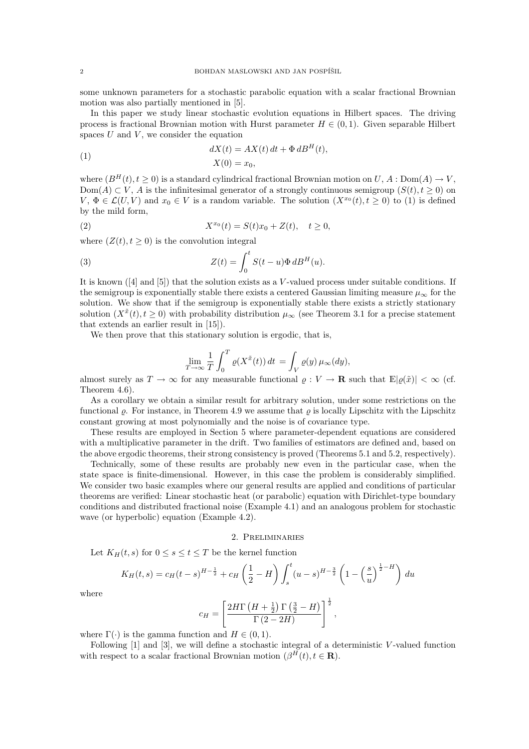some unknown parameters for a stochastic parabolic equation with a scalar fractional Brownian motion was also partially mentioned in [5].

In this paper we study linear stochastic evolution equations in Hilbert spaces. The driving process is fractional Brownian motion with Hurst parameter $H \in (0,1)$. Given separable Hilbert spaces $U$ and $V$, we consider the equation

$$
\begin{aligned}
dX(t) &= AX(t)\,dt + \Phi\,dB^H(t), \\
X(0) &= x_0,
\end{aligned}
\tag{1}
$$

where $(B^H(t), t \geq 0)$ is a standard cylindrical fractional Brownian motion on $U$, $A : \mathrm{Dom}(A) \to V$, $\mathrm{Dom}(A) \subset V$, $A$ is the infinitesimal generator of a strongly continuous semigroup $(S(t), t \geq 0)$ on $V$, $\Phi \in \mathcal{L}(U,V)$ and $x_0 \in V$ is a random variable. The solution $(X^{x_0}(t), t \geq 0)$ to (1) is defined by the mild form,

$$
X^{x_0}(t) = S(t)x_0 + Z(t), \quad t \geq 0,
\tag{2}
$$

where $(Z(t), t \geq 0)$ is the convolution integral

$$
Z(t) = \int_0^t S(t-u)\Phi\,dB^H(u).
\tag{3}
$$

It is known ([4] and [5]) that the solution exists as a $V$-valued process under suitable conditions. If the semigroup is exponentially stable there exists a centered Gaussian limiting measure $\mu_\infty$ for the solution. We show that if the semigroup is exponentially stable there exists a strictly stationary solution $(X^{\tilde{x}}(t), t \geq 0)$ with probability distribution $\mu_\infty$ (see Theorem 3.1 for a precise statement that extends an earlier result in [15]).

We then prove that this stationary solution is ergodic, that is,

$$
\lim_{T\to\infty} \frac{1}{T}\int_0^T \varrho(X^{\tilde{x}}(t))\,dt = \int_V \varrho(y)\,\mu_\infty(dy),
$$

almost surely as $T \to \infty$ for any measurable functional $\varrho : V \to \mathbf{R}$ such that $\mathbb{E}|\varrho(\tilde{x})| < \infty$ (cf. Theorem 4.6).

As a corollary we obtain a similar result for arbitrary solution, under some restrictions on the functional $\varrho$. For instance, in Theorem 4.9 we assume that $\varrho$ is locally Lipschitz with the Lipschitz constant growing at most polynomially and the noise is of covariance type.

These results are employed in Section 5 where parameter-dependent equations are considered with a multiplicative parameter in the drift. Two families of estimators are defined and, based on the above ergodic theorems, their strong consistency is proved (Theorems 5.1 and 5.2, respectively).

Technically, some of these results are probably new even in the particular case, when the state space is finite-dimensional. However, in this case the problem is considerably simplified. We consider two basic examples where our general results are applied and conditions of particular theorems are verified: Linear stochastic heat (or parabolic) equation with Dirichlet-type boundary conditions and distributed fractional noise (Example 4.1) and an analogous problem for stochastic wave (or hyperbolic) equation (Example 4.2).

## 2. Preliminaries

Let $K_H(t,s)$ for $0 \leq s \leq t \leq T$ be the kernel function

$$
K_H(t,s) = c_H(t-s)^{H-\frac{1}{2}} + c_H\left(\frac{1}{2} - H\right)\int_s^t (u-s)^{H-\frac{3}{2}}\left(1 - \left(\frac{s}{u}\right)^{\frac{1}{2}-H}\right)du
$$

where

$$
c_H = \left[\frac{2H\Gamma\left(H+\frac{1}{2}\right)\Gamma\left(\frac{3}{2}-H\right)}{\Gamma\left(2-2H\right)}\right]^{\frac{1}{2}},
$$

where $\Gamma(\cdot)$ is the gamma function and $H \in (0,1)$.

Following [1] and [3], we will define a stochastic integral of a deterministic $V$-valued function with respect to a scalar fractional Brownian motion $(\beta^H(t), t \in \mathbf{R})$.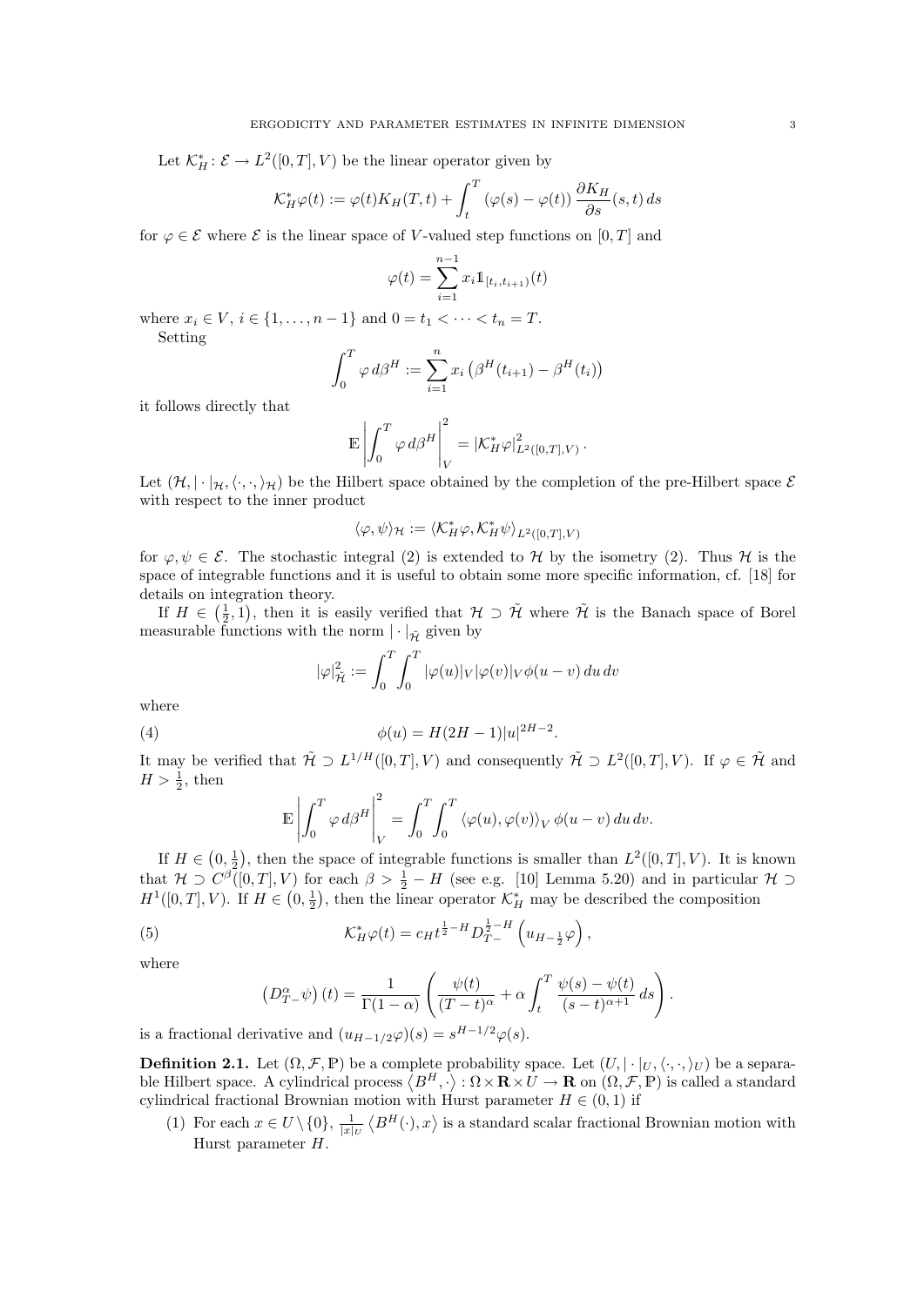Let $\mathcal{K}_H^*\colon \mathcal{E} \to L^2([0,T],V)$ be the linear operator given by

$$\mathcal{K}_H^*\varphi(t) := \varphi(t)K_H(T,t) + \int_t^T (\varphi(s) - \varphi(t)) \frac{\partial K_H}{\partial s}(s,t)\, ds$$

for $\varphi \in \mathcal{E}$ where $\mathcal{E}$ is the linear space of $V$-valued step functions on $[0,T]$ and

$$\varphi(t) = \sum_{i=1}^{n-1} x_i \mathbb{1}_{[t_i,t_{i+1})}(t)$$

where $x_i \in V$, $i \in \{1,\dots,n-1\}$ and $0 = t_1 < \cdots < t_n = T$.

Setting

$$\int_0^T \varphi\, d\beta^H := \sum_{i=1}^n x_i \left(\beta^H(t_{i+1}) - \beta^H(t_i)\right)$$

it follows directly that

$$\mathbb{E}\left|\int_0^T \varphi\, d\beta^H\right|_V^2 = |\mathcal{K}_H^*\varphi|^2_{L^2([0,T],V)}.$$

Let $(\mathcal{H}, |\cdot|_{\mathcal{H}}, \langle\cdot,\cdot\rangle_{\mathcal{H}})$ be the Hilbert space obtained by the completion of the pre-Hilbert space $\mathcal{E}$ with respect to the inner product

$$\langle \varphi, \psi\rangle_{\mathcal{H}} := \langle \mathcal{K}_H^*\varphi, \mathcal{K}_H^*\psi\rangle_{L^2([0,T],V)}$$

for $\varphi, \psi \in \mathcal{E}$. The stochastic integral (2) is extended to $\mathcal{H}$ by the isometry (2). Thus $\mathcal{H}$ is the space of integrable functions and it is useful to obtain some more specific information, cf. [18] for details on integration theory.

If $H \in \left(\frac{1}{2}, 1\right)$, then it is easily verified that $\mathcal{H} \supset \tilde{\mathcal{H}}$ where $\tilde{\mathcal{H}}$ is the Banach space of Borel measurable functions with the norm $|\cdot|_{\tilde{\mathcal{H}}}$ given by

$$|\varphi|^2_{\tilde{\mathcal{H}}} := \int_0^T\int_0^T |\varphi(u)|_V |\varphi(v)|_V \phi(u-v)\, du\, dv$$

where

$$\phi(u) = H(2H-1)|u|^{2H-2}. \tag{4}$$

It may be verified that $\tilde{\mathcal{H}} \supset L^{1/H}([0,T],V)$ and consequently $\tilde{\mathcal{H}} \supset L^2([0,T],V)$. If $\varphi \in \tilde{\mathcal{H}}$ and $H > \frac{1}{2}$, then

$$\mathbb{E}\left|\int_0^T \varphi\, d\beta^H\right|_V^2 = \int_0^T\int_0^T \langle \varphi(u), \varphi(v)\rangle_V \phi(u-v)\, du\, dv.$$

If $H \in \left(0, \frac{1}{2}\right)$, then the space of integrable functions is smaller than $L^2([0,T],V)$. It is known that $\mathcal{H} \supset C^\beta([0,T],V)$ for each $\beta > \frac{1}{2} - H$ (see e.g. [10] Lemma 5.20) and in particular $\mathcal{H} \supset H^1([0,T],V)$. If $H \in \left(0, \frac{1}{2}\right)$, then the linear operator $\mathcal{K}_H^*$ may be described the composition

$$\mathcal{K}_H^*\varphi(t) = c_H t^{\frac{1}{2}-H} D_{T-}^{\frac{1}{2}-H}\left(u_{H-\frac{1}{2}}\varphi\right), \tag{5}$$

where

$$\left(D_{T-}^{\alpha}\psi\right)(t) = \frac{1}{\Gamma(1-\alpha)}\left(\frac{\psi(t)}{(T-t)^\alpha} + \alpha\int_t^T \frac{\psi(s)-\psi(t)}{(s-t)^{\alpha+1}}\, ds\right).$$

is a fractional derivative and $(u_{H-1/2}\varphi)(s) = s^{H-1/2}\varphi(s)$.

**Definition 2.1.** Let $(\Omega, \mathcal{F}, \mathbb{P})$ be a complete probability space. Let $(U, |\cdot|_U, \langle\cdot,\cdot\rangle_U)$ be a separable Hilbert space. A cylindrical process $\left\langle B^H, \cdot\right\rangle : \Omega \times \mathbf{R} \times U \to \mathbf{R}$ on $(\Omega, \mathcal{F}, \mathbb{P})$ is called a standard cylindrical fractional Brownian motion with Hurst parameter $H \in (0,1)$ if

(1) For each $x \in U \setminus \{0\}$, $\frac{1}{|x|_U}\left\langle B^H(\cdot), x\right\rangle$ is a standard scalar fractional Brownian motion with Hurst parameter $H$.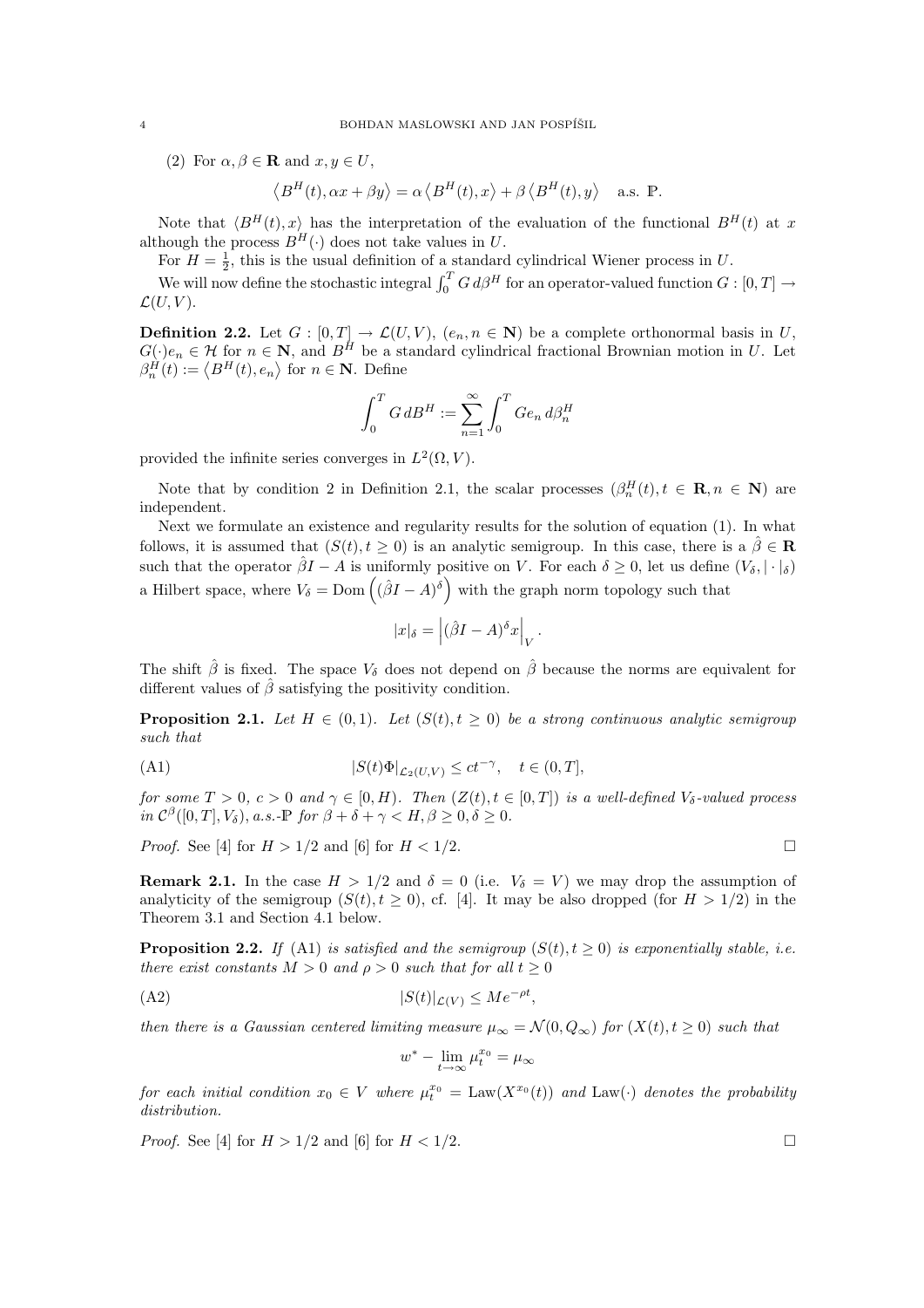(2) For $\alpha, \beta \in \mathbf{R}$ and $x, y \in U$,

$$\left\langle B^H(t), \alpha x + \beta y \right\rangle = \alpha \left\langle B^H(t), x \right\rangle + \beta \left\langle B^H(t), y \right\rangle \quad \text{a.s. } \mathbb{P}.$$

Note that $\langle B^H(t), x \rangle$ has the interpretation of the evaluation of the functional $B^H(t)$ at $x$ although the process $B^H(\cdot)$ does not take values in $U$.

For $H = \frac{1}{2}$, this is the usual definition of a standard cylindrical Wiener process in $U$.

We will now define the stochastic integral $\int_0^T G \, d\beta^H$ for an operator-valued function $G : [0,T] \to \mathcal{L}(U,V)$.

**Definition 2.2.** Let $G : [0,T] \to \mathcal{L}(U,V)$, $(e_n, n \in \mathbf{N})$ be a complete orthonormal basis in $U$, $G(\cdot)e_n \in \mathcal{H}$ for $n \in \mathbf{N}$, and $B^H$ be a standard cylindrical fractional Brownian motion in $U$. Let $\beta_n^H(t) := \left\langle B^H(t), e_n \right\rangle$ for $n \in \mathbf{N}$. Define

$$\int_0^T G \, dB^H := \sum_{n=1}^{\infty} \int_0^T G e_n \, d\beta_n^H$$

provided the infinite series converges in $L^2(\Omega, V)$.

Note that by condition 2 in Definition 2.1, the scalar processes $(\beta_n^H(t), t \in \mathbf{R}, n \in \mathbf{N})$ are independent.

Next we formulate an existence and regularity results for the solution of equation (1). In what follows, it is assumed that $(S(t), t \geq 0)$ is an analytic semigroup. In this case, there is a $\hat{\beta} \in \mathbf{R}$ such that the operator $\hat{\beta} I - A$ is uniformly positive on $V$. For each $\delta \geq 0$, let us define $(V_\delta, |\cdot|_\delta)$ a Hilbert space, where $V_\delta = \mathrm{Dom}\left((\hat{\beta} I - A)^\delta\right)$ with the graph norm topology such that

$$|x|_\delta = \left|(\hat{\beta} I - A)^\delta x\right|_V.$$

The shift $\hat{\beta}$ is fixed. The space $V_\delta$ does not depend on $\hat{\beta}$ because the norms are equivalent for different values of $\hat{\beta}$ satisfying the positivity condition.

**Proposition 2.1.** *Let $H \in (0,1)$. Let $(S(t), t \geq 0)$ be a strong continuous analytic semigroup such that*

$$|S(t)\Phi|_{\mathcal{L}_2(U,V)} \leq c t^{-\gamma}, \quad t \in (0,T], \tag{A1}$$

*for some $T > 0$, $c > 0$ and $\gamma \in [0, H)$. Then $(Z(t), t \in [0,T])$ is a well-defined $V_\delta$-valued process in $\mathcal{C}^\beta([0,T], V_\delta)$, a.s.-$\mathbb{P}$ for $\beta + \delta + \gamma < H, \beta \geq 0, \delta \geq 0$.*

*Proof.* See [4] for $H > 1/2$ and [6] for $H < 1/2$. □

**Remark 2.1.** In the case $H > 1/2$ and $\delta = 0$ (i.e. $V_\delta = V$) we may drop the assumption of analyticity of the semigroup $(S(t), t \geq 0)$, cf. [4]. It may be also dropped (for $H > 1/2$) in the Theorem 3.1 and Section 4.1 below.

**Proposition 2.2.** *If* (A1) *is satisfied and the semigroup $(S(t), t \geq 0)$ is exponentially stable, i.e. there exist constants $M > 0$ and $\rho > 0$ such that for all $t \geq 0$*

$$|S(t)|_{\mathcal{L}(V)} \leq M e^{-\rho t}, \tag{A2}$$

*then there is a Gaussian centered limiting measure $\mu_\infty = \mathcal{N}(0, Q_\infty)$ for $(X(t), t \geq 0)$ such that*

$$w^* - \lim_{t \to \infty} \mu_t^{x_0} = \mu_\infty$$

*for each initial condition $x_0 \in V$ where $\mu_t^{x_0} = \mathrm{Law}(X^{x_0}(t))$ and $\mathrm{Law}(\cdot)$ denotes the probability distribution.*

*Proof.* See [4] for $H > 1/2$ and [6] for $H < 1/2$. □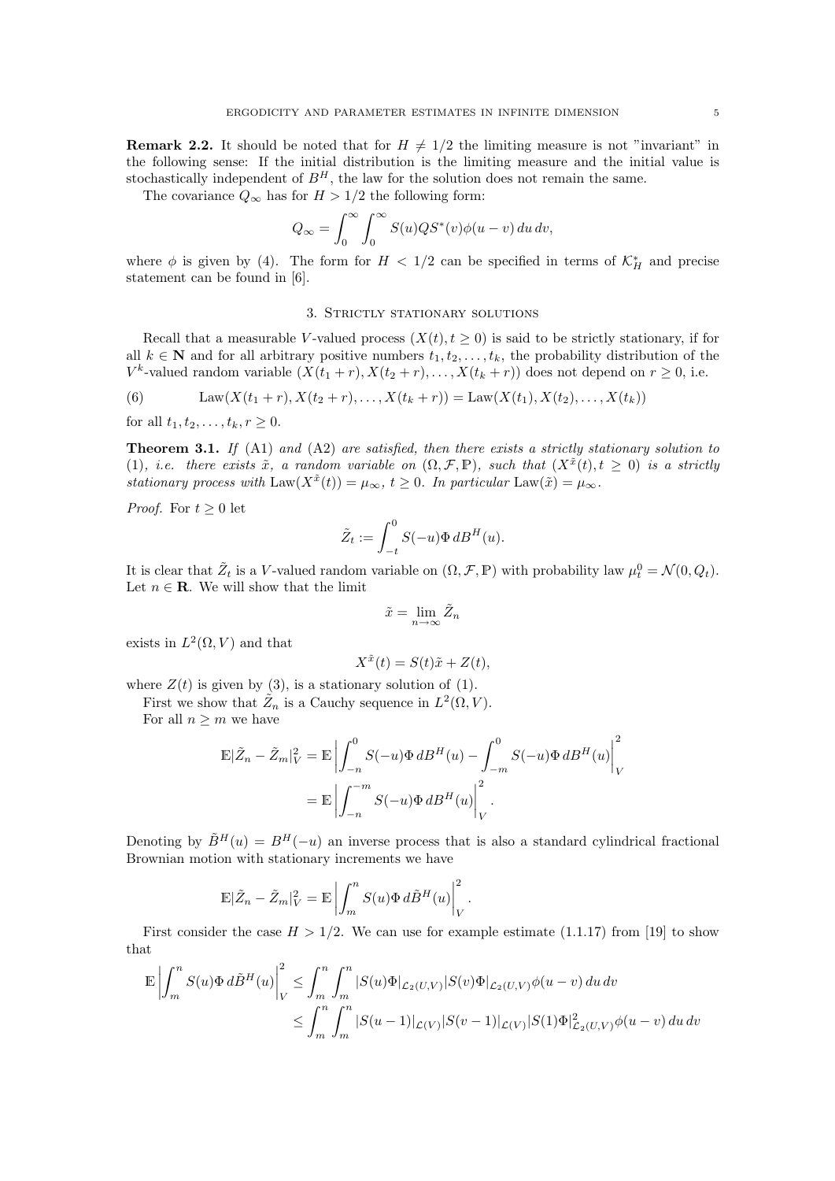**Remark 2.2.** It should be noted that for $H \neq 1/2$ the limiting measure is not "invariant" in the following sense: If the initial distribution is the limiting measure and the initial value is stochastically independent of $B^H$, the law for the solution does not remain the same.

The covariance $Q_\infty$ has for $H > 1/2$ the following form:

$$Q_\infty = \int_0^\infty \int_0^\infty S(u) Q S^*(v) \phi(u-v)\, du\, dv,$$

where $\phi$ is given by (4). The form for $H < 1/2$ can be specified in terms of $\mathcal{K}_H^*$ and precise statement can be found in [6].

## 3. Strictly stationary solutions

Recall that a measurable $V$-valued process $(X(t), t \geq 0)$ is said to be strictly stationary, if for all $k \in \mathbf{N}$ and for all arbitrary positive numbers $t_1, t_2, \ldots, t_k$, the probability distribution of the $V^k$-valued random variable $(X(t_1 + r), X(t_2 + r), \ldots, X(t_k + r))$ does not depend on $r \geq 0$, i.e.

$$\text{Law}(X(t_1+r), X(t_2+r), \ldots, X(t_k+r)) = \text{Law}(X(t_1), X(t_2), \ldots, X(t_k)) \tag{6}$$

for all $t_1, t_2, \ldots, t_k, r \geq 0$.

**Theorem 3.1.** *If* (A1) *and* (A2) *are satisfied, then there exists a strictly stationary solution to* (1)*, i.e. there exists $\tilde{x}$, a random variable on $(\Omega, \mathcal{F}, \mathbb{P})$, such that $(X^{\tilde{x}}(t), t \geq 0)$ is a strictly stationary process with* $\text{Law}(X^{\tilde{x}}(t)) = \mu_\infty$*, $t \geq 0$. In particular* $\text{Law}(\tilde{x}) = \mu_\infty$*.*

*Proof.* For $t \geq 0$ let

$$\tilde{Z}_t := \int_{-t}^0 S(-u) \Phi \, dB^H(u).$$

It is clear that $\tilde{Z}_t$ is a $V$-valued random variable on $(\Omega, \mathcal{F}, \mathbb{P})$ with probability law $\mu_t^0 = \mathcal{N}(0, Q_t)$. Let $n \in \mathbf{R}$. We will show that the limit

$$\tilde{x} = \lim_{n \to \infty} \tilde{Z}_n$$

exists in $L^2(\Omega, V)$ and that

$$X^{\tilde{x}}(t) = S(t)\tilde{x} + Z(t),$$

where $Z(t)$ is given by (3), is a stationary solution of (1).

First we show that $\tilde{Z}_n$ is a Cauchy sequence in $L^2(\Omega, V)$.

For all $n \geq m$ we have

$$\begin{aligned}
\mathbb{E}|\tilde{Z}_n - \tilde{Z}_m|_V^2 &= \mathbb{E}\left| \int_{-n}^0 S(-u)\Phi\, dB^H(u) - \int_{-m}^0 S(-u)\Phi\, dB^H(u) \right|_V^2 \\
&= \mathbb{E}\left| \int_{-n}^{-m} S(-u)\Phi\, dB^H(u) \right|_V^2.
\end{aligned}$$

Denoting by $\tilde{B}^H(u) = B^H(-u)$ an inverse process that is also a standard cylindrical fractional Brownian motion with stationary increments we have

$$\mathbb{E}|\tilde{Z}_n - \tilde{Z}_m|_V^2 = \mathbb{E}\left| \int_m^n S(u)\Phi\, d\tilde{B}^H(u) \right|_V^2.$$

First consider the case $H > 1/2$. We can use for example estimate (1.1.17) from [19] to show that

$$\begin{aligned}
\mathbb{E}\left| \int_m^n S(u)\Phi\, d\tilde{B}^H(u) \right|_V^2 &\leq \int_m^n \int_m^n |S(u)\Phi|_{\mathcal{L}_2(U,V)} |S(v)\Phi|_{\mathcal{L}_2(U,V)} \phi(u-v)\, du\, dv \\
&\leq \int_m^n \int_m^n |S(u-1)|_{\mathcal{L}(V)} |S(v-1)|_{\mathcal{L}(V)} |S(1)\Phi|_{\mathcal{L}_2(U,V)}^2 \phi(u-v)\, du\, dv
\end{aligned}$$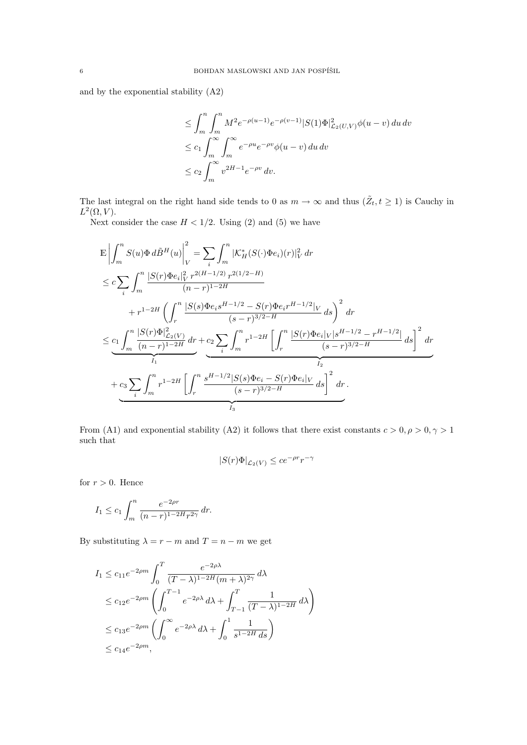and by the exponential stability (A2)

$$
\begin{aligned}
&\leq \int_m^n \int_m^n M^2 e^{-\rho(u-1)} e^{-\rho(v-1)} |S(1)\Phi|^2_{\mathcal{L}_2(U,V)} \phi(u-v)\, du\, dv \\
&\leq c_1 \int_m^\infty \int_m^\infty e^{-\rho u} e^{-\rho v} \phi(u-v)\, du\, dv \\
&\leq c_2 \int_m^\infty v^{2H-1} e^{-\rho v}\, dv.
\end{aligned}
$$

The last integral on the right hand side tends to 0 as $m \to \infty$ and thus $(\tilde{Z}_t, t \geq 1)$ is Cauchy in $L^2(\Omega, V)$.

Next consider the case $H < 1/2$. Using (2) and (5) we have

$$
\begin{aligned}
&\mathbb{E}\left| \int_m^n S(u)\Phi\, d\tilde{B}^H(u) \right|_V^2 = \sum_i \int_m^n |\mathcal{K}_H^*(S(\cdot)\Phi e_i)(r)|_V^2\, dr \\
&\leq c \sum_i \int_m^n \frac{|S(r)\Phi e_i|_V^2\, r^{2(H-1/2)}\, r^{2(1/2-H)}}{(n-r)^{1-2H}} \\
&\qquad + r^{1-2H} \left( \int_r^n \frac{|S(s)\Phi e_i s^{H-1/2} - S(r)\Phi e_i r^{H-1/2}|_V}{(s-r)^{3/2-H}}\, ds \right)^2 dr \\
&\leq \underbrace{c_1 \int_m^n \frac{|S(r)\Phi|^2_{\mathcal{L}_2(V)}}{(n-r)^{1-2H}}\, dr}_{I_1} + \underbrace{c_2 \sum_i \int_m^n r^{1-2H} \left[ \int_r^n \frac{|S(r)\Phi e_i|_V |s^{H-1/2} - r^{H-1/2}|}{(s-r)^{3/2-H}}\, ds \right]^2 dr}_{I_2} \\
&\quad + \underbrace{c_3 \sum_i \int_m^n r^{1-2H} \left[ \int_r^n \frac{s^{H-1/2} |S(s)\Phi e_i - S(r)\Phi e_i|_V}{(s-r)^{3/2-H}}\, ds \right]^2 dr}_{I_3}.
\end{aligned}
$$

From (A1) and exponential stability (A2) it follows that there exist constants $c > 0, \rho > 0, \gamma > 1$ such that

$$
|S(r)\Phi|_{\mathcal{L}_2(V)} \leq c e^{-\rho r} r^{-\gamma}
$$

for $r > 0$. Hence

$$
I_1 \leq c_1 \int_m^n \frac{e^{-2\rho r}}{(n-r)^{1-2H} r^{2\gamma}}\, dr.
$$

By substituting $\lambda = r - m$ and $T = n - m$ we get

$$
\begin{aligned}
I_1 &\leq c_{11} e^{-2\rho m} \int_0^T \frac{e^{-2\rho\lambda}}{(T-\lambda)^{1-2H} (m+\lambda)^{2\gamma}}\, d\lambda \\
&\leq c_{12} e^{-2\rho m} \left( \int_0^{T-1} e^{-2\rho\lambda}\, d\lambda + \int_{T-1}^T \frac{1}{(T-\lambda)^{1-2H}}\, d\lambda \right) \\
&\leq c_{13} e^{-2\rho m} \left( \int_0^\infty e^{-2\rho\lambda}\, d\lambda + \int_0^1 \frac{1}{s^{1-2H}\, ds} \right) \\
&\leq c_{14} e^{-2\rho m},
\end{aligned}
$$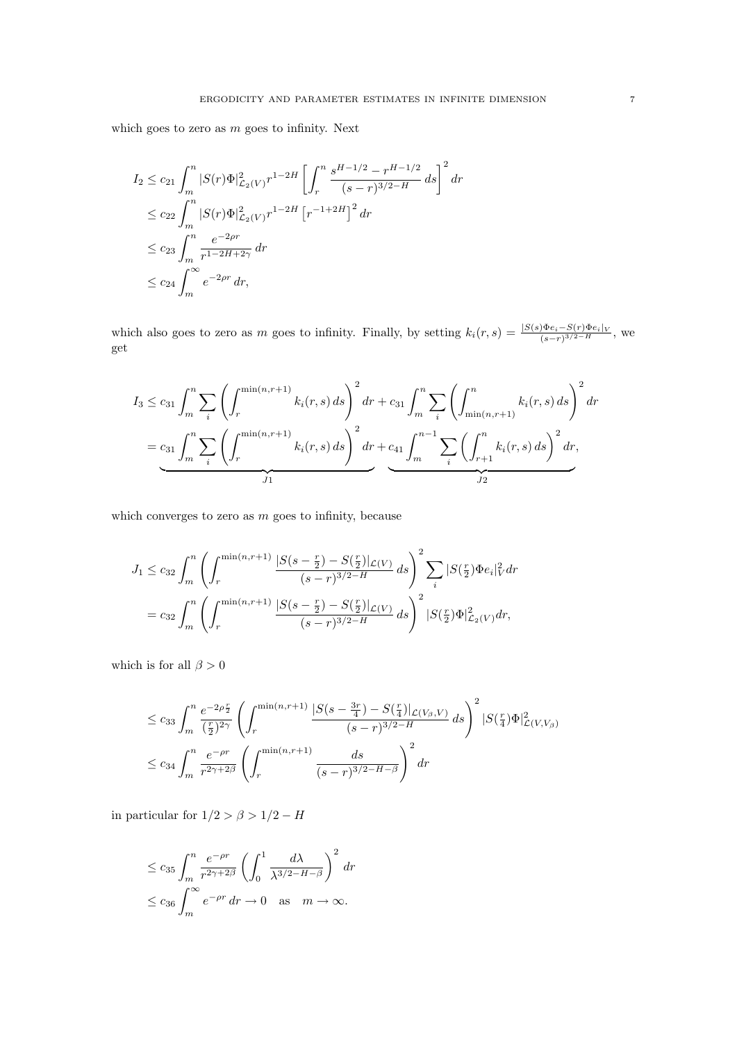which goes to zero as $m$ goes to infinity. Next

$$
\begin{aligned}
I_2 &\leq c_{21} \int_m^n |S(r)\Phi|^2_{\mathcal{L}_2(V)} r^{1-2H} \left[ \int_r^n \frac{s^{H-1/2} - r^{H-1/2}}{(s-r)^{3/2-H}} \, ds \right]^2 dr \\
&\leq c_{22} \int_m^n |S(r)\Phi|^2_{\mathcal{L}_2(V)} r^{1-2H} \left[ r^{-1+2H} \right]^2 dr \\
&\leq c_{23} \int_m^n \frac{e^{-2\rho r}}{r^{1-2H+2\gamma}} \, dr \\
&\leq c_{24} \int_m^\infty e^{-2\rho r} \, dr,
\end{aligned}
$$

which also goes to zero as $m$ goes to infinity. Finally, by setting $k_i(r,s) = \frac{|S(s)\Phi e_i - S(r)\Phi e_i|_V}{(s-r)^{3/2-H}}$, we get

$$
\begin{aligned}
I_3 &\leq c_{31} \int_m^n \sum_i \left( \int_r^{\min(n,r+1)} k_i(r,s) \, ds \right)^2 dr + c_{31} \int_m^n \sum_i \left( \int_{\min(n,r+1)}^n k_i(r,s) \, ds \right)^2 dr \\
&= \underbrace{c_{31} \int_m^n \sum_i \left( \int_r^{\min(n,r+1)} k_i(r,s) \, ds \right)^2 dr}_{J1} + \underbrace{c_{41} \int_m^{n-1} \sum_i \left( \int_{r+1}^n k_i(r,s) \, ds \right)^2 dr}_{J2},
\end{aligned}
$$

which converges to zero as $m$ goes to infinity, because

$$
\begin{aligned}
J_1 &\leq c_{32} \int_m^n \left( \int_r^{\min(n,r+1)} \frac{|S(s-\frac{r}{2}) - S(\frac{r}{2})|_{\mathcal{L}(V)}}{(s-r)^{3/2-H}} \, ds \right)^2 \sum_i |S(\tfrac{r}{2})\Phi e_i|^2_V dr \\
&= c_{32} \int_m^n \left( \int_r^{\min(n,r+1)} \frac{|S(s-\frac{r}{2}) - S(\frac{r}{2})|_{\mathcal{L}(V)}}{(s-r)^{3/2-H}} \, ds \right)^2 |S(\tfrac{r}{2})\Phi|^2_{\mathcal{L}_2(V)} dr,
\end{aligned}
$$

which is for all $\beta > 0$

$$
\begin{aligned}
&\leq c_{33} \int_m^n \frac{e^{-2\rho \frac{r}{2}}}{(\frac{r}{2})^{2\gamma}} \left( \int_r^{\min(n,r+1)} \frac{|S(s-\frac{3r}{4}) - S(\frac{r}{4})|_{\mathcal{L}(V_\beta,V)}}{(s-r)^{3/2-H}} \, ds \right)^2 |S(\tfrac{r}{4})\Phi|^2_{\mathcal{L}(V,V_\beta)} \\
&\leq c_{34} \int_m^n \frac{e^{-\rho r}}{r^{2\gamma+2\beta}} \left( \int_r^{\min(n,r+1)} \frac{ds}{(s-r)^{3/2-H-\beta}} \right)^2 dr
\end{aligned}
$$

in particular for $1/2 > \beta > 1/2 - H$

$$
\begin{aligned}
&\leq c_{35} \int_m^n \frac{e^{-\rho r}}{r^{2\gamma+2\beta}} \left( \int_0^1 \frac{d\lambda}{\lambda^{3/2-H-\beta}} \right)^2 dr \\
&\leq c_{36} \int_m^\infty e^{-\rho r} \, dr \to 0 \quad \text{as} \quad m \to \infty.
\end{aligned}
$$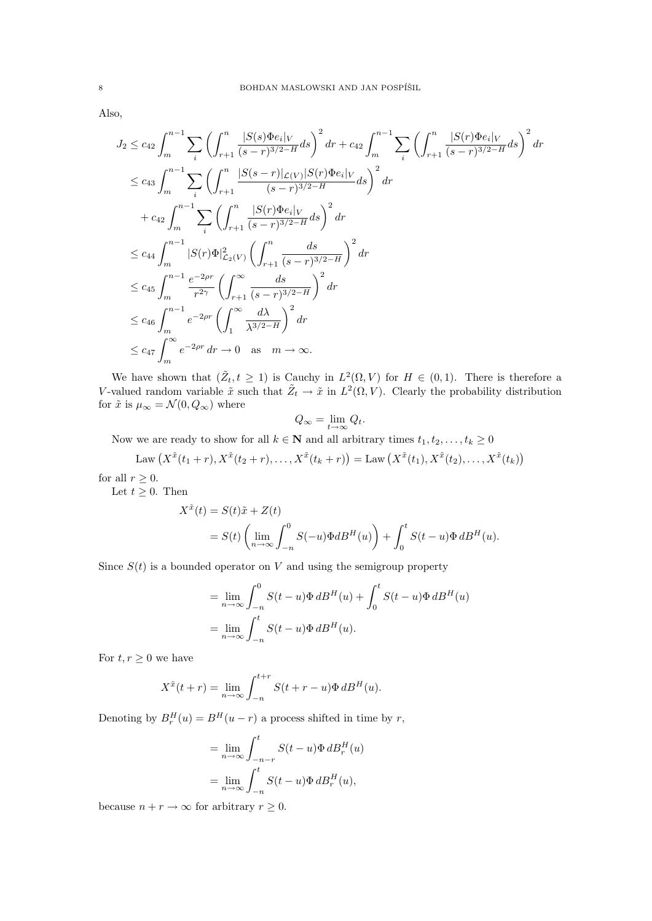Also,

$$
\begin{aligned}
J_2 &\leq c_{42} \int_m^{n-1} \sum_i \left( \int_{r+1}^n \frac{|S(s)\Phi e_i|_V}{(s-r)^{3/2-H}} ds \right)^2 dr + c_{42} \int_m^{n-1} \sum_i \left( \int_{r+1}^n \frac{|S(r)\Phi e_i|_V}{(s-r)^{3/2-H}} ds \right)^2 dr \\
&\leq c_{43} \int_m^{n-1} \sum_i \left( \int_{r+1}^n \frac{|S(s-r)|_{\mathcal{L}(V)} |S(r)\Phi e_i|_V}{(s-r)^{3/2-H}} ds \right)^2 dr \\
&\quad + c_{42} \int_m^{n-1} \sum_i \left( \int_{r+1}^n \frac{|S(r)\Phi e_i|_V}{(s-r)^{3/2-H}} ds \right)^2 dr \\
&\leq c_{44} \int_m^{n-1} |S(r)\Phi|^2_{\mathcal{L}_2(V)} \left( \int_{r+1}^n \frac{ds}{(s-r)^{3/2-H}} \right)^2 dr \\
&\leq c_{45} \int_m^{n-1} \frac{e^{-2\rho r}}{r^{2\gamma}} \left( \int_{r+1}^\infty \frac{ds}{(s-r)^{3/2-H}} \right)^2 dr \\
&\leq c_{46} \int_m^{n-1} e^{-2\rho r} \left( \int_1^\infty \frac{d\lambda}{\lambda^{3/2-H}} \right)^2 dr \\
&\leq c_{47} \int_m^\infty e^{-2\rho r} \, dr \to 0 \quad \text{as} \quad m \to \infty.
\end{aligned}
$$

We have shown that $(\tilde{Z}_t, t \geq 1)$ is Cauchy in $L^2(\Omega, V)$ for $H \in (0,1)$. There is therefore a $V$-valued random variable $\tilde{x}$ such that $\tilde{Z}_t \to \tilde{x}$ in $L^2(\Omega, V)$. Clearly the probability distribution for $\tilde{x}$ is $\mu_\infty = \mathcal{N}(0, Q_\infty)$ where

$$
Q_\infty = \lim_{t \to \infty} Q_t.
$$

Now we are ready to show for all $k \in \mathbf{N}$ and all arbitrary times $t_1, t_2, \ldots, t_k \geq 0$

$$
\text{Law}\left(X^{\tilde{x}}(t_1 + r), X^{\tilde{x}}(t_2 + r), \ldots, X^{\tilde{x}}(t_k + r)\right) = \text{Law}\left(X^{\tilde{x}}(t_1), X^{\tilde{x}}(t_2), \ldots, X^{\tilde{x}}(t_k)\right)
$$

for all $r \geq 0$.

Let $t \geq 0$. Then

$$
\begin{aligned}
X^{\tilde{x}}(t) &= S(t)\tilde{x} + Z(t) \\
&= S(t) \left( \lim_{n \to \infty} \int_{-n}^0 S(-u)\Phi dB^H(u) \right) + \int_0^t S(t-u)\Phi \, dB^H(u).
\end{aligned}
$$

Since $S(t)$ is a bounded operator on $V$ and using the semigroup property

$$
\begin{aligned}
&= \lim_{n \to \infty} \int_{-n}^0 S(t-u)\Phi \, dB^H(u) + \int_0^t S(t-u)\Phi \, dB^H(u) \\
&= \lim_{n \to \infty} \int_{-n}^t S(t-u)\Phi \, dB^H(u).
\end{aligned}
$$

For $t, r \geq 0$ we have

$$
X^{\tilde{x}}(t+r) = \lim_{n \to \infty} \int_{-n}^{t+r} S(t+r-u)\Phi \, dB^H(u).
$$

Denoting by $B_r^H(u) = B^H(u-r)$ a process shifted in time by $r$,

$$
\begin{aligned}
&= \lim_{n \to \infty} \int_{-n-r}^t S(t-u)\Phi \, dB_r^H(u) \\
&= \lim_{n \to \infty} \int_{-n}^t S(t-u)\Phi \, dB_r^H(u),
\end{aligned}
$$

because $n + r \to \infty$ for arbitrary $r \geq 0$.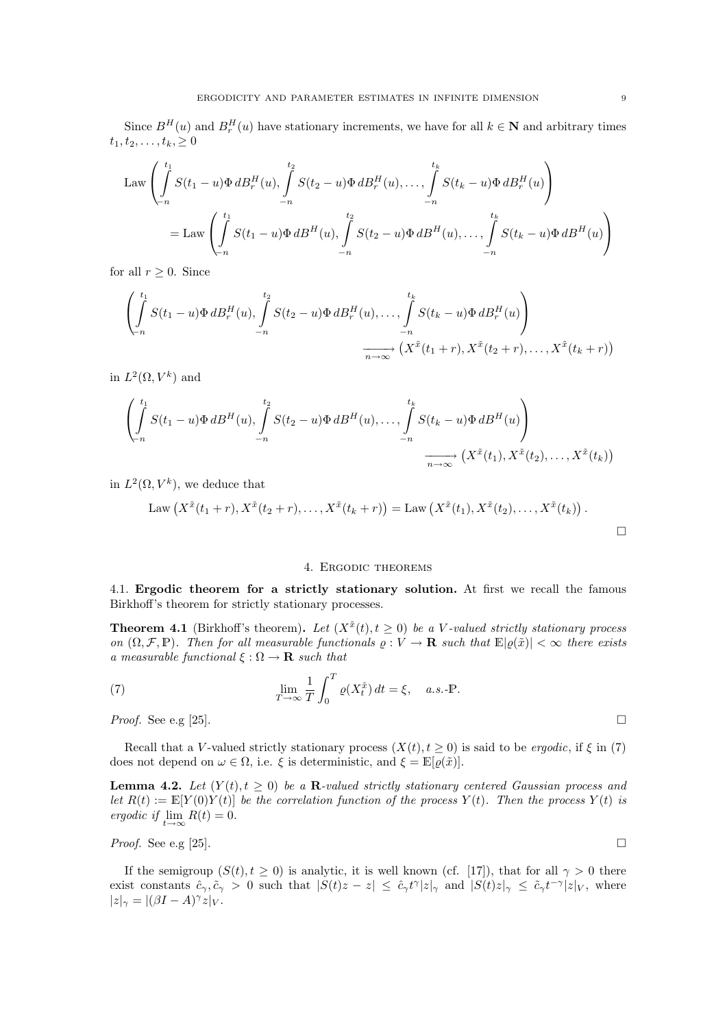Since $B^H(u)$ and $B^H_r(u)$ have stationary increments, we have for all $k \in \mathbf{N}$ and arbitrary times $t_1, t_2, \ldots, t_k, \geq 0$

$$
\begin{aligned}
\operatorname{Law}&\left(\int_{-n}^{t_1} S(t_1-u)\Phi\, dB^H_r(u), \int_{-n}^{t_2} S(t_2-u)\Phi\, dB^H_r(u), \ldots, \int_{-n}^{t_k} S(t_k-u)\Phi\, dB^H_r(u)\right) \\
&= \operatorname{Law}\left(\int_{-n}^{t_1} S(t_1-u)\Phi\, dB^H(u), \int_{-n}^{t_2} S(t_2-u)\Phi\, dB^H(u), \ldots, \int_{-n}^{t_k} S(t_k-u)\Phi\, dB^H(u)\right)
\end{aligned}
$$

for all $r \geq 0$. Since

$$
\begin{aligned}
&\left(\int_{-n}^{t_1} S(t_1-u)\Phi\, dB^H_r(u), \int_{-n}^{t_2} S(t_2-u)\Phi\, dB^H_r(u), \ldots, \int_{-n}^{t_k} S(t_k-u)\Phi\, dB^H_r(u)\right) \\
&\qquad\qquad \xrightarrow[n\to\infty]{} \left(X^{\tilde{x}}(t_1+r), X^{\tilde{x}}(t_2+r), \ldots, X^{\tilde{x}}(t_k+r)\right)
\end{aligned}
$$

in $L^2(\Omega, V^k)$ and

$$
\begin{aligned}
&\left(\int_{-n}^{t_1} S(t_1-u)\Phi\, dB^H(u), \int_{-n}^{t_2} S(t_2-u)\Phi\, dB^H(u), \ldots, \int_{-n}^{t_k} S(t_k-u)\Phi\, dB^H(u)\right) \\
&\qquad\qquad \xrightarrow[n\to\infty]{} \left(X^{\tilde{x}}(t_1), X^{\tilde{x}}(t_2), \ldots, X^{\tilde{x}}(t_k)\right)
\end{aligned}
$$

in $L^2(\Omega, V^k)$, we deduce that

$$
\operatorname{Law}\left(X^{\tilde{x}}(t_1+r), X^{\tilde{x}}(t_2+r), \ldots, X^{\tilde{x}}(t_k+r)\right) = \operatorname{Law}\left(X^{\tilde{x}}(t_1), X^{\tilde{x}}(t_2), \ldots, X^{\tilde{x}}(t_k)\right).
$$

□

## 4. Ergodic theorems

**4.1. Ergodic theorem for a strictly stationary solution.** At first we recall the famous Birkhoff's theorem for strictly stationary processes.

**Theorem 4.1** (Birkhoff's theorem)**.** *Let $(X^{\tilde{x}}(t), t \geq 0)$ be a $V$-valued strictly stationary process on $(\Omega, \mathcal{F}, \mathbb{P})$. Then for all measurable functionals $\varrho : V \to \mathbf{R}$ such that $\mathbb{E}|\varrho(\tilde{x})| < \infty$ there exists a measurable functional $\xi : \Omega \to \mathbf{R}$ such that*

$$
\lim_{T\to\infty} \frac{1}{T}\int_0^T \varrho(X^{\tilde{x}}_t)\, dt = \xi, \quad a.s.\text{-}\mathbb{P}. \tag{7}
$$

*Proof.* See e.g [25]. □

Recall that a $V$-valued strictly stationary process $(X(t), t \geq 0)$ is said to be *ergodic*, if $\xi$ in (7) does not depend on $\omega \in \Omega$, i.e. $\xi$ is deterministic, and $\xi = \mathbb{E}[\varrho(\tilde{x})]$.

**Lemma 4.2.** *Let $(Y(t), t \geq 0)$ be a $\mathbf{R}$-valued strictly stationary centered Gaussian process and let $R(t) := \mathbb{E}[Y(0)Y(t)]$ be the correlation function of the process $Y(t)$. Then the process $Y(t)$ is ergodic if $\lim_{t\to\infty} R(t) = 0$.*

*Proof.* See e.g [25]. □

If the semigroup $(S(t), t \geq 0)$ is analytic, it is well known (cf. [17]), that for all $\gamma > 0$ there exist constants $\hat{c}_\gamma, \tilde{c}_\gamma > 0$ such that $|S(t)z - z| \leq \hat{c}_\gamma t^\gamma |z|_\gamma$ and $|S(t)z|_\gamma \leq \tilde{c}_\gamma t^{-\gamma}|z|_V$, where $|z|_\gamma = |(\beta I - A)^\gamma z|_V$.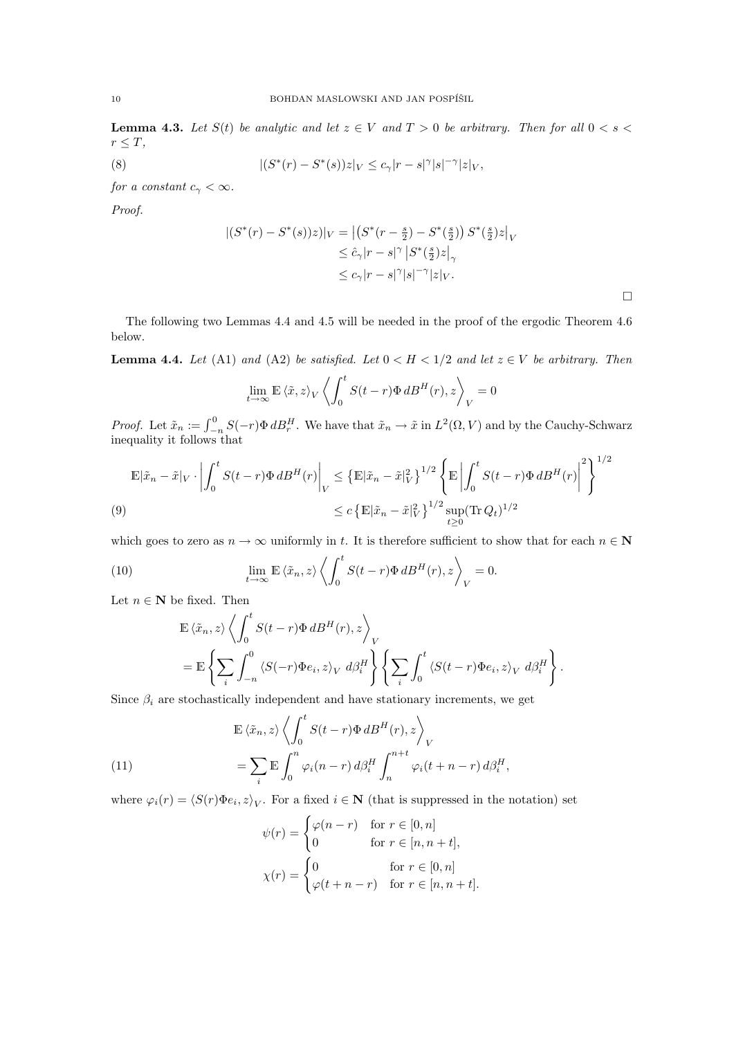**Lemma 4.3.** *Let $S(t)$ be analytic and let $z \in V$ and $T > 0$ be arbitrary. Then for all $0 < s < r \leq T$,*

$$|(S^*(r) - S^*(s))z|_V \leq c_\gamma |r - s|^\gamma |s|^{-\gamma} |z|_V, \tag{8}$$

*for a constant $c_\gamma < \infty$.*

*Proof.*

$$\begin{aligned} |(S^*(r) - S^*(s))z)|_V &= \left|\left(S^*(r - \tfrac{s}{2}) - S^*(\tfrac{s}{2})\right) S^*(\tfrac{s}{2})z\right|_V \\ &\leq \hat{c}_\gamma |r - s|^\gamma \left|S^*(\tfrac{s}{2})z\right|_\gamma \\ &\leq c_\gamma |r - s|^\gamma |s|^{-\gamma} |z|_V. \end{aligned}$$

□

The following two Lemmas 4.4 and 4.5 will be needed in the proof of the ergodic Theorem 4.6 below.

**Lemma 4.4.** *Let* (A1) *and* (A2) *be satisfied. Let $0 < H < 1/2$ and let $z \in V$ be arbitrary. Then*

$$\lim_{t \to \infty} \mathbb{E} \langle \tilde{x}, z \rangle_V \left\langle \int_0^t S(t - r)\Phi \, dB^H(r), z \right\rangle_V = 0$$

*Proof.* Let $\tilde{x}_n := \int_{-n}^0 S(-r)\Phi \, dB_r^H$. We have that $\tilde{x}_n \to \tilde{x}$ in $L^2(\Omega, V)$ and by the Cauchy-Schwarz inequality it follows that

$$\begin{aligned} \mathbb{E}|\tilde{x}_n - \tilde{x}|_V \cdot \left|\int_0^t S(t - r)\Phi \, dB^H(r)\right|_V &\leq \left\{\mathbb{E}|\tilde{x}_n - \tilde{x}|_V^2\right\}^{1/2} \left\{\mathbb{E}\left|\int_0^t S(t - r)\Phi \, dB^H(r)\right|^2\right\}^{1/2} \\ &\leq c\left\{\mathbb{E}|\tilde{x}_n - \tilde{x}|_V^2\right\}^{1/2} \sup_{t \geq 0} (\operatorname{Tr} Q_t)^{1/2} \end{aligned} \tag{9}$$

which goes to zero as $n \to \infty$ uniformly in $t$. It is therefore sufficient to show that for each $n \in \mathbf{N}$

$$\lim_{t \to \infty} \mathbb{E} \langle \tilde{x}_n, z \rangle \left\langle \int_0^t S(t - r)\Phi \, dB^H(r), z \right\rangle_V = 0. \tag{10}$$

Let $n \in \mathbf{N}$ be fixed. Then

$$\begin{aligned} &\mathbb{E} \langle \tilde{x}_n, z \rangle \left\langle \int_0^t S(t - r)\Phi \, dB^H(r), z \right\rangle_V \\ &= \mathbb{E}\left\{\sum_i \int_{-n}^0 \langle S(-r)\Phi e_i, z \rangle_V \, d\beta_i^H\right\} \left\{\sum_i \int_0^t \langle S(t - r)\Phi e_i, z \rangle_V \, d\beta_i^H\right\}. \end{aligned}$$

Since $\beta_i$ are stochastically independent and have stationary increments, we get

$$\begin{aligned} &\mathbb{E} \langle \tilde{x}_n, z \rangle \left\langle \int_0^t S(t - r)\Phi \, dB^H(r), z \right\rangle_V \\ &= \sum_i \mathbb{E} \int_0^n \varphi_i(n - r) \, d\beta_i^H \int_n^{n+t} \varphi_i(t + n - r) \, d\beta_i^H, \end{aligned} \tag{11}$$

where $\varphi_i(r) = \langle S(r)\Phi e_i, z \rangle_V$. For a fixed $i \in \mathbf{N}$ (that is suppressed in the notation) set

$$\psi(r) = \begin{cases} \varphi(n - r) & \text{for } r \in [0, n] \\ 0 & \text{for } r \in [n, n + t], \end{cases}$$

$$\chi(r) = \begin{cases} 0 & \text{for } r \in [0, n] \\ \varphi(t + n - r) & \text{for } r \in [n, n + t]. \end{cases}$$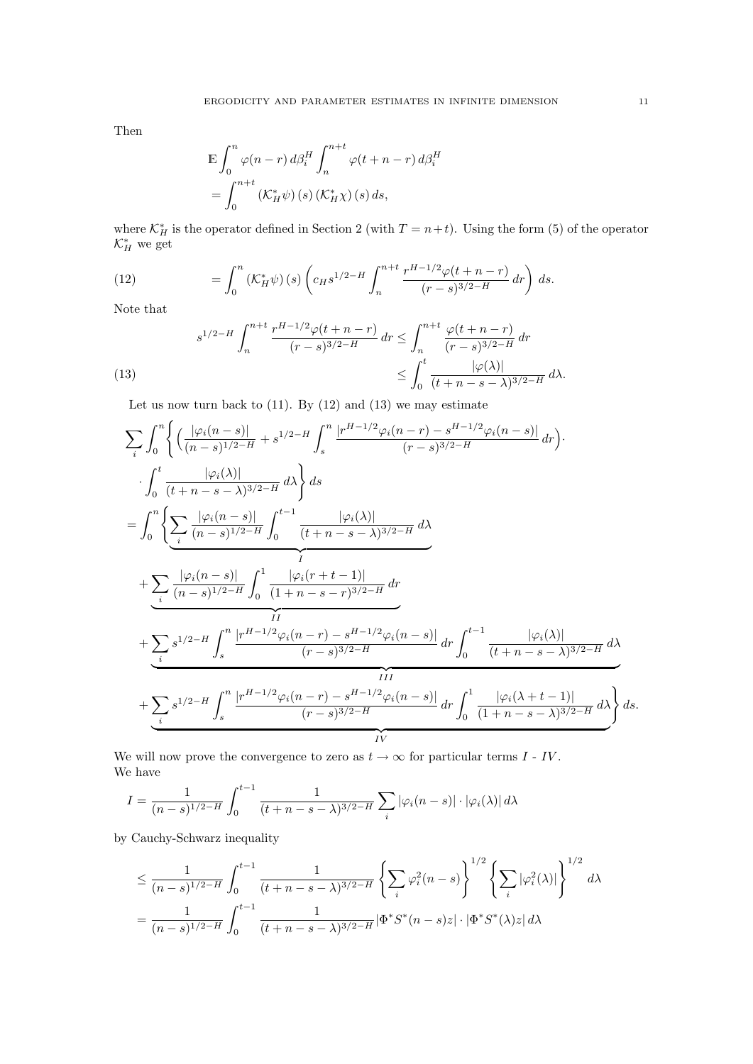Then

$$
\begin{aligned}
&\mathbb{E}\int_0^n \varphi(n-r)\,d\beta_i^H \int_n^{n+t} \varphi(t+n-r)\,d\beta_i^H \\
&= \int_0^{n+t} \left(\mathcal{K}_H^*\psi\right)(s)\left(\mathcal{K}_H^*\chi\right)(s)\,ds,
\end{aligned}
$$

where $\mathcal{K}_H^*$ is the operator defined in Section 2 (with $T = n+t$). Using the form (5) of the operator $\mathcal{K}_H^*$ we get

$$
= \int_0^n \left(\mathcal{K}_H^*\psi\right)(s)\left(c_H s^{1/2-H}\int_n^{n+t} \frac{r^{H-1/2}\varphi(t+n-r)}{(r-s)^{3/2-H}}\,dr\right)\,ds. \tag{12}
$$

Note that

$$
\begin{aligned}
s^{1/2-H}\int_n^{n+t}\frac{r^{H-1/2}\varphi(t+n-r)}{(r-s)^{3/2-H}}\,dr &\le \int_n^{n+t}\frac{\varphi(t+n-r)}{(r-s)^{3/2-H}}\,dr \\
&\le \int_0^t \frac{|\varphi(\lambda)|}{(t+n-s-\lambda)^{3/2-H}}\,d\lambda.
\end{aligned} \tag{13}
$$

Let us now turn back to (11). By (12) and (13) we may estimate

$$
\begin{aligned}
&\sum_i \int_0^n \Bigg\{\Big(\frac{|\varphi_i(n-s)|}{(n-s)^{1/2-H}} + s^{1/2-H}\int_s^n \frac{|r^{H-1/2}\varphi_i(n-r) - s^{H-1/2}\varphi_i(n-s)|}{(r-s)^{3/2-H}}\,dr\Big)\cdot \\
&\cdot \int_0^t \frac{|\varphi_i(\lambda)|}{(t+n-s-\lambda)^{3/2-H}}\,d\lambda\Bigg\}\,ds \\
&= \int_0^n \Bigg\{\underbrace{\sum_i \frac{|\varphi_i(n-s)|}{(n-s)^{1/2-H}}\int_0^{t-1}\frac{|\varphi_i(\lambda)|}{(t+n-s-\lambda)^{3/2-H}}\,d\lambda}_{I} \\
&\quad + \underbrace{\sum_i \frac{|\varphi_i(n-s)|}{(n-s)^{1/2-H}}\int_0^1 \frac{|\varphi_i(r+t-1)|}{(1+n-s-r)^{3/2-H}}\,dr}_{II} \\
&\quad + \underbrace{\sum_i s^{1/2-H}\int_s^n \frac{|r^{H-1/2}\varphi_i(n-r) - s^{H-1/2}\varphi_i(n-s)|}{(r-s)^{3/2-H}}\,dr \int_0^{t-1}\frac{|\varphi_i(\lambda)|}{(t+n-s-\lambda)^{3/2-H}}\,d\lambda}_{III} \\
&\quad + \underbrace{\sum_i s^{1/2-H}\int_s^n \frac{|r^{H-1/2}\varphi_i(n-r) - s^{H-1/2}\varphi_i(n-s)|}{(r-s)^{3/2-H}}\,dr \int_0^1 \frac{|\varphi_i(\lambda+t-1)|}{(1+n-s-\lambda)^{3/2-H}}\,d\lambda}_{IV}\Bigg\}\,ds.
\end{aligned}
$$

We will now prove the convergence to zero as $t \to \infty$ for particular terms $I$ - $IV$.
We have

$$
I = \frac{1}{(n-s)^{1/2-H}}\int_0^{t-1}\frac{1}{(t+n-s-\lambda)^{3/2-H}}\sum_i |\varphi_i(n-s)|\cdot|\varphi_i(\lambda)|\,d\lambda
$$

by Cauchy-Schwarz inequality

$$
\begin{aligned}
&\le \frac{1}{(n-s)^{1/2-H}}\int_0^{t-1}\frac{1}{(t+n-s-\lambda)^{3/2-H}}\left\{\sum_i \varphi_i^2(n-s)\right\}^{1/2}\left\{\sum_i |\varphi_i^2(\lambda)|\right\}^{1/2}\,d\lambda \\
&= \frac{1}{(n-s)^{1/2-H}}\int_0^{t-1}\frac{1}{(t+n-s-\lambda)^{3/2-H}}|\Phi^* S^*(n-s)z|\cdot|\Phi^* S^*(\lambda)z|\,d\lambda
\end{aligned}
$$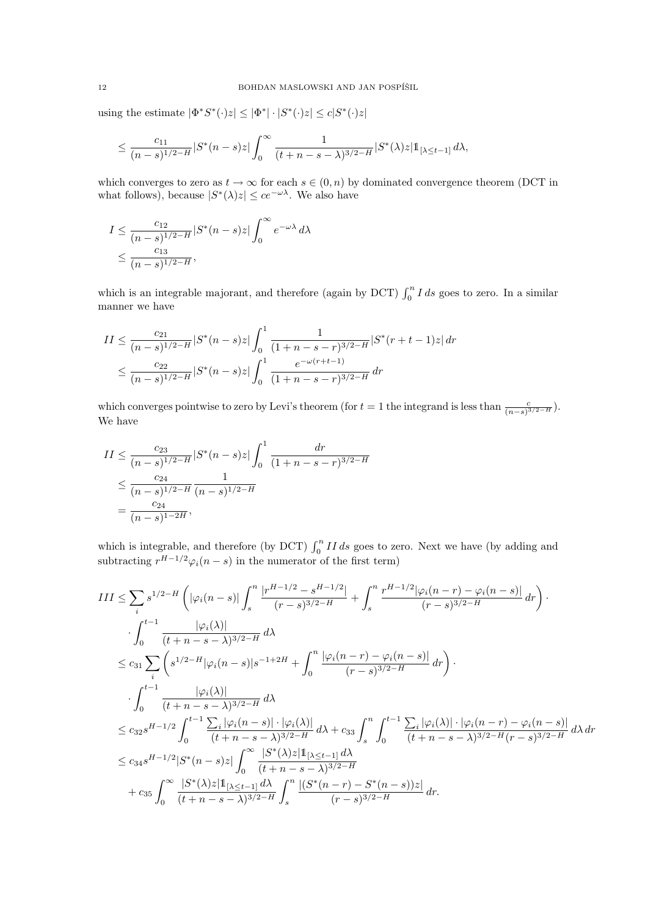using the estimate $|\Phi^* S^*(\cdot)z| \le |\Phi^*| \cdot |S^*(\cdot)z| \le c|S^*(\cdot)z|$

$$\le \frac{c_{11}}{(n-s)^{1/2-H}} |S^*(n-s)z| \int_0^\infty \frac{1}{(t+n-s-\lambda)^{3/2-H}} |S^*(\lambda)z| \mathbb{1}_{[\lambda \le t-1]} \, d\lambda,$$

which converges to zero as $t \to \infty$ for each $s \in (0,n)$ by dominated convergence theorem (DCT in what follows), because $|S^*(\lambda)z| \le ce^{-\omega\lambda}$. We also have

$$\begin{aligned}
I &\le \frac{c_{12}}{(n-s)^{1/2-H}} |S^*(n-s)z| \int_0^\infty e^{-\omega\lambda} \, d\lambda \\
&\le \frac{c_{13}}{(n-s)^{1/2-H}},
\end{aligned}$$

which is an integrable majorant, and therefore (again by DCT) $\int_0^n I \, ds$ goes to zero. In a similar manner we have

$$\begin{aligned}
II &\le \frac{c_{21}}{(n-s)^{1/2-H}} |S^*(n-s)z| \int_0^1 \frac{1}{(1+n-s-r)^{3/2-H}} |S^*(r+t-1)z| \, dr \\
&\le \frac{c_{22}}{(n-s)^{1/2-H}} |S^*(n-s)z| \int_0^1 \frac{e^{-\omega(r+t-1)}}{(1+n-s-r)^{3/2-H}} \, dr
\end{aligned}$$

which converges pointwise to zero by Levi's theorem (for $t = 1$ the integrand is less than $\frac{c}{(n-s)^{3/2-H}}$). We have

$$\begin{aligned}
II &\le \frac{c_{23}}{(n-s)^{1/2-H}} |S^*(n-s)z| \int_0^1 \frac{dr}{(1+n-s-r)^{3/2-H}} \\
&\le \frac{c_{24}}{(n-s)^{1/2-H}} \frac{1}{(n-s)^{1/2-H}} \\
&= \frac{c_{24}}{(n-s)^{1-2H}},
\end{aligned}$$

which is integrable, and therefore (by DCT) $\int_0^n II \, ds$ goes to zero. Next we have (by adding and subtracting $r^{H-1/2}\varphi_i(n-s)$ in the numerator of the first term)

$$\begin{aligned}
III &\le \sum_i s^{1/2-H} \left( |\varphi_i(n-s)| \int_s^n \frac{|r^{H-1/2} - s^{H-1/2}|}{(r-s)^{3/2-H}} + \int_s^n \frac{r^{H-1/2}|\varphi_i(n-r) - \varphi_i(n-s)|}{(r-s)^{3/2-H}} \, dr \right) \cdot \\
&\quad \cdot \int_0^{t-1} \frac{|\varphi_i(\lambda)|}{(t+n-s-\lambda)^{3/2-H}} \, d\lambda \\
&\le c_{31} \sum_i \left( s^{1/2-H} |\varphi_i(n-s)| s^{-1+2H} + \int_0^n \frac{|\varphi_i(n-r) - \varphi_i(n-s)|}{(r-s)^{3/2-H}} \, dr \right) \cdot \\
&\quad \cdot \int_0^{t-1} \frac{|\varphi_i(\lambda)|}{(t+n-s-\lambda)^{3/2-H}} \, d\lambda \\
&\le c_{32} s^{H-1/2} \int_0^{t-1} \frac{\sum_i |\varphi_i(n-s)| \cdot |\varphi_i(\lambda)|}{(t+n-s-\lambda)^{3/2-H}} \, d\lambda + c_{33} \int_s^n \int_0^{t-1} \frac{\sum_i |\varphi_i(\lambda)| \cdot |\varphi_i(n-r) - \varphi_i(n-s)|}{(t+n-s-\lambda)^{3/2-H}(r-s)^{3/2-H}} \, d\lambda \, dr \\
&\le c_{34} s^{H-1/2} |S^*(n-s)z| \int_0^\infty \frac{|S^*(\lambda)z| \mathbb{1}_{[\lambda \le t-1]} \, d\lambda}{(t+n-s-\lambda)^{3/2-H}} \\
&\quad + c_{35} \int_0^\infty \frac{|S^*(\lambda)z| \mathbb{1}_{[\lambda \le t-1]} \, d\lambda}{(t+n-s-\lambda)^{3/2-H}} \int_s^n \frac{|(S^*(n-r) - S^*(n-s))z|}{(r-s)^{3/2-H}} \, dr.
\end{aligned}$$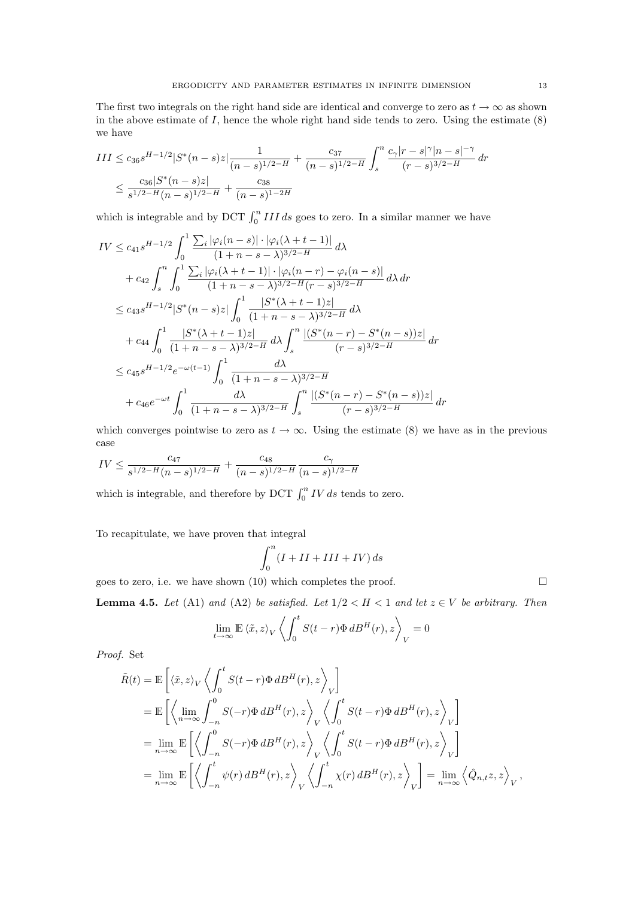The first two integrals on the right hand side are identical and converge to zero as $t \to \infty$ as shown in the above estimate of $I$, hence the whole right hand side tends to zero. Using the estimate (8) we have

$$
\begin{aligned}
III &\leq c_{36} s^{H-1/2} |S^*(n-s)z| \frac{1}{(n-s)^{1/2-H}} + \frac{c_{37}}{(n-s)^{1/2-H}} \int_s^n \frac{c_\gamma |r-s|^\gamma |n-s|^{-\gamma}}{(r-s)^{3/2-H}} \, dr \\
&\leq \frac{c_{36}|S^*(n-s)z|}{s^{1/2-H}(n-s)^{1/2-H}} + \frac{c_{38}}{(n-s)^{1-2H}}
\end{aligned}
$$

which is integrable and by DCT $\int_0^n III \, ds$ goes to zero. In a similar manner we have

$$
\begin{aligned}
IV &\leq c_{41} s^{H-1/2} \int_0^1 \frac{\sum_i |\varphi_i(n-s)| \cdot |\varphi_i(\lambda+t-1)|}{(1+n-s-\lambda)^{3/2-H}} \, d\lambda \\
&\quad + c_{42} \int_s^n \int_0^1 \frac{\sum_i |\varphi_i(\lambda+t-1)| \cdot |\varphi_i(n-r) - \varphi_i(n-s)|}{(1+n-s-\lambda)^{3/2-H}(r-s)^{3/2-H}} \, d\lambda \, dr \\
&\leq c_{43} s^{H-1/2} |S^*(n-s)z| \int_0^1 \frac{|S^*(\lambda+t-1)z|}{(1+n-s-\lambda)^{3/2-H}} \, d\lambda \\
&\quad + c_{44} \int_0^1 \frac{|S^*(\lambda+t-1)z|}{(1+n-s-\lambda)^{3/2-H}} \, d\lambda \int_s^n \frac{|(S^*(n-r) - S^*(n-s))z|}{(r-s)^{3/2-H}} \, dr \\
&\leq c_{45} s^{H-1/2} e^{-\omega(t-1)} \int_0^1 \frac{d\lambda}{(1+n-s-\lambda)^{3/2-H}} \\
&\quad + c_{46} e^{-\omega t} \int_0^1 \frac{d\lambda}{(1+n-s-\lambda)^{3/2-H}} \int_s^n \frac{|(S^*(n-r) - S^*(n-s))z|}{(r-s)^{3/2-H}} \, dr
\end{aligned}
$$

which converges pointwise to zero as $t \to \infty$. Using the estimate (8) we have as in the previous case

$$
IV \leq \frac{c_{47}}{s^{1/2-H}(n-s)^{1/2-H}} + \frac{c_{48}}{(n-s)^{1/2-H}} \frac{c_\gamma}{(n-s)^{1/2-H}}
$$

which is integrable, and therefore by DCT $\int_0^n IV \, ds$ tends to zero.

To recapitulate, we have proven that integral

$$
\int_0^n (I + II + III + IV) \, ds
$$

goes to zero, i.e. we have shown (10) which completes the proof. $\square$

**Lemma 4.5.** *Let* (A1) *and* (A2) *be satisfied. Let $1/2 < H < 1$ and let $z \in V$ be arbitrary. Then*

$$
\lim_{t\to\infty} \mathbb{E} \langle \tilde{x}, z \rangle_V \left\langle \int_0^t S(t-r)\Phi \, dB^H(r), z \right\rangle_V = 0
$$

*Proof.* Set

$$
\begin{aligned}
\tilde{R}(t) &= \mathbb{E}\left[ \langle \tilde{x}, z \rangle_V \left\langle \int_0^t S(t-r)\Phi \, dB^H(r), z \right\rangle_V \right] \\
&= \mathbb{E}\left[ \left\langle \lim_{n\to\infty} \int_{-n}^0 S(-r)\Phi \, dB^H(r), z \right\rangle_V \left\langle \int_0^t S(t-r)\Phi \, dB^H(r), z \right\rangle_V \right] \\
&= \lim_{n\to\infty} \mathbb{E}\left[ \left\langle \int_{-n}^0 S(-r)\Phi \, dB^H(r), z \right\rangle_V \left\langle \int_0^t S(t-r)\Phi \, dB^H(r), z \right\rangle_V \right] \\
&= \lim_{n\to\infty} \mathbb{E}\left[ \left\langle \int_{-n}^t \psi(r) \, dB^H(r), z \right\rangle_V \left\langle \int_{-n}^t \chi(r) \, dB^H(r), z \right\rangle_V \right] = \lim_{n\to\infty} \left\langle \hat{Q}_{n,t} z, z \right\rangle_V,
\end{aligned}
$$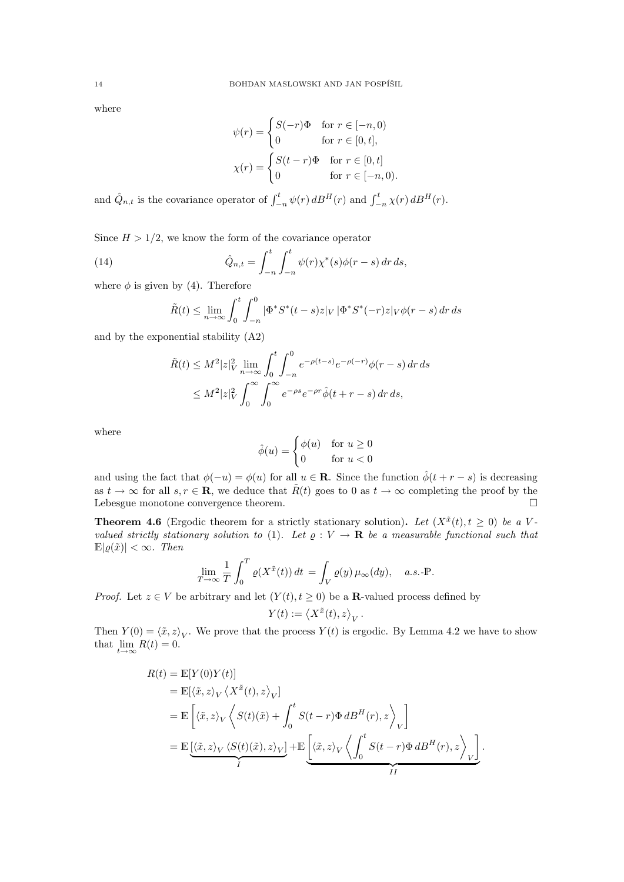where

$$
\psi(r) = \begin{cases} S(-r)\Phi & \text{for } r \in [-n, 0) \\ 0 & \text{for } r \in [0, t], \end{cases}
$$

$$
\chi(r) = \begin{cases} S(t-r)\Phi & \text{for } r \in [0, t] \\ 0 & \text{for } r \in [-n, 0). \end{cases}
$$

and $\hat{Q}_{n,t}$ is the covariance operator of $\int_{-n}^{t} \psi(r)\, dB^H(r)$ and $\int_{-n}^{t} \chi(r)\, dB^H(r)$.

Since $H > 1/2$, we know the form of the covariance operator

$$
\hat{Q}_{n,t} = \int_{-n}^{t} \int_{-n}^{t} \psi(r)\chi^*(s)\phi(r-s)\, dr\, ds, \tag{14}
$$

where $\phi$ is given by (4). Therefore

$$
\tilde{R}(t) \leq \lim_{n\to\infty} \int_0^t \int_{-n}^0 |\Phi^* S^*(t-s)z|_V \, |\Phi^* S^*(-r)z|_V \phi(r-s)\, dr\, ds
$$

and by the exponential stability (A2)

$$
\begin{aligned}
\tilde{R}(t) &\leq M^2 |z|_V^2 \lim_{n\to\infty} \int_0^t \int_{-n}^0 e^{-\rho(t-s)} e^{-\rho(-r)} \phi(r-s)\, dr\, ds \\
&\leq M^2 |z|_V^2 \int_0^\infty \int_0^\infty e^{-\rho s} e^{-\rho r} \hat{\phi}(t+r-s)\, dr\, ds,
\end{aligned}
$$

where

$$
\hat{\phi}(u) = \begin{cases} \phi(u) & \text{for } u \geq 0 \\ 0 & \text{for } u < 0 \end{cases}
$$

and using the fact that $\phi(-u) = \phi(u)$ for all $u \in \mathbf{R}$. Since the function $\hat{\phi}(t+r-s)$ is decreasing as $t \to \infty$ for all $s, r \in \mathbf{R}$, we deduce that $\tilde{R}(t)$ goes to 0 as $t \to \infty$ completing the proof by the Lebesgue monotone convergence theorem. $\square$

**Theorem 4.6** (Ergodic theorem for a strictly stationary solution)**.** *Let $(X^{\tilde{x}}(t), t \geq 0)$ be a $V$-valued strictly stationary solution to* (1)*. Let $\varrho : V \to \mathbf{R}$ be a measurable functional such that $\mathbb{E}|\varrho(\tilde{x})| < \infty$. Then*

$$
\lim_{T\to\infty} \frac{1}{T} \int_0^T \varrho(X^{\tilde{x}}(t))\, dt = \int_V \varrho(y)\, \mu_\infty(dy), \quad a.s.\text{-}\mathbb{P}.
$$

*Proof.* Let $z \in V$ be arbitrary and let $(Y(t), t \geq 0)$ be a $\mathbf{R}$-valued process defined by

$$
Y(t) := \left\langle X^{\tilde{x}}(t), z \right\rangle_V.
$$

Then $Y(0) = \langle \tilde{x}, z\rangle_V$. We prove that the process $Y(t)$ is ergodic. By Lemma 4.2 we have to show that $\lim_{t\to\infty} R(t) = 0$.

$$
\begin{aligned}
R(t) &= \mathbb{E}[Y(0)Y(t)] \\
&= \mathbb{E}[\langle \tilde{x}, z\rangle_V \left\langle X^{\tilde{x}}(t), z\right\rangle_V] \\
&= \mathbb{E}\left[\langle \tilde{x}, z\rangle_V \left\langle S(t)(\tilde{x}) + \int_0^t S(t-r)\Phi\, dB^H(r), z \right\rangle_V\right] \\
&= \underbrace{\mathbb{E}\left[\langle \tilde{x}, z\rangle_V \langle S(t)(\tilde{x}), z\rangle_V\right]}_{I} + \underbrace{\mathbb{E}\left[\langle \tilde{x}, z\rangle_V \left\langle \int_0^t S(t-r)\Phi\, dB^H(r), z \right\rangle_V\right]}_{II}.
\end{aligned}
$$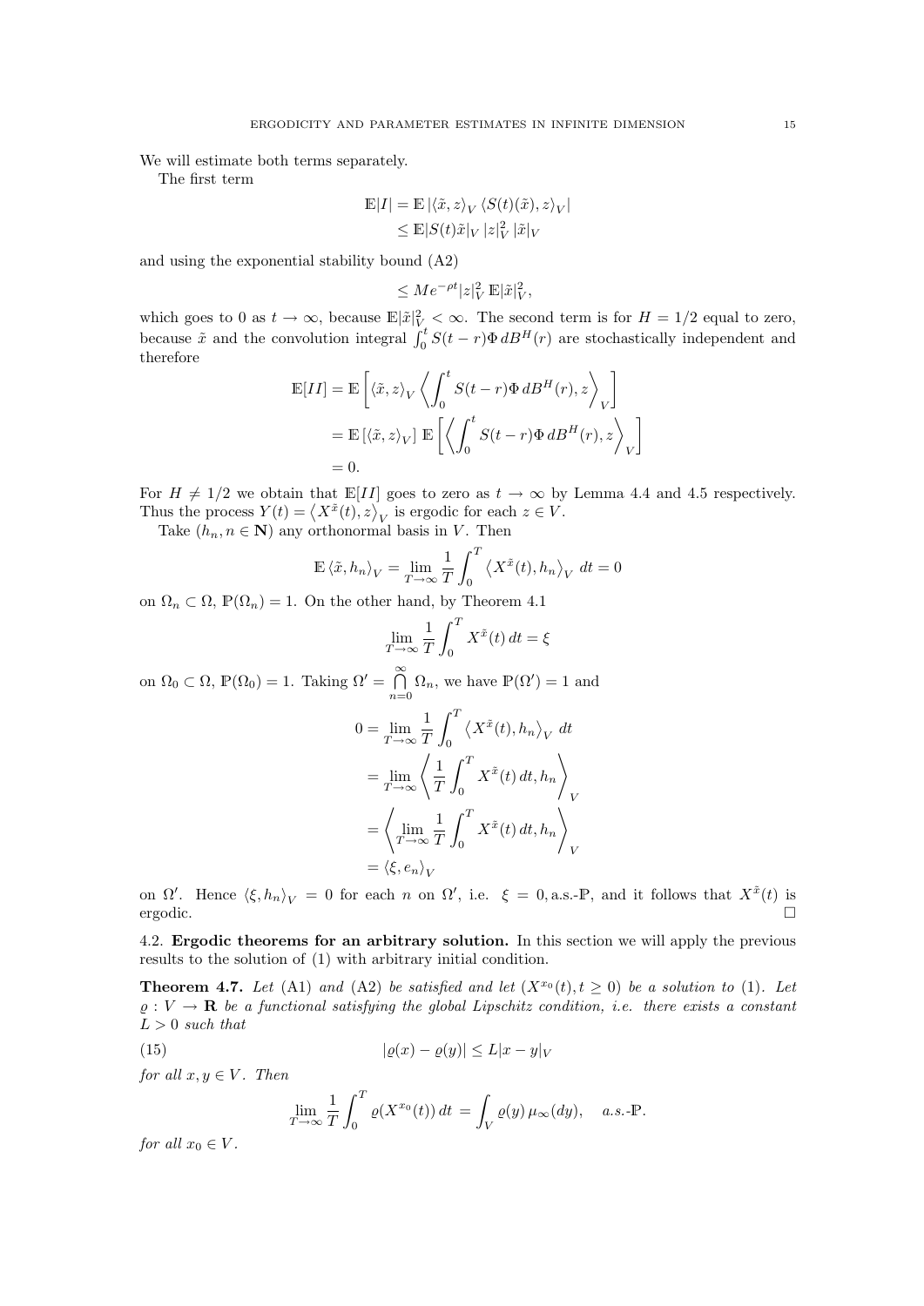We will estimate both terms separately.

The first term

$$
\begin{aligned}
\mathbb{E}|I| &= \mathbb{E}\,|\langle \tilde{x}, z\rangle_V \, \langle S(t)(\tilde{x}), z\rangle_V| \\
&\leq \mathbb{E}|S(t)\tilde{x}|_V \, |z|_V^2 \, |\tilde{x}|_V
\end{aligned}
$$

and using the exponential stability bound (A2)

$$
\leq Me^{-\rho t}|z|_V^2 \, \mathbb{E}|\tilde{x}|_V^2,
$$

which goes to 0 as $t \to \infty$, because $\mathbb{E}|\tilde{x}|_V^2 < \infty$. The second term is for $H = 1/2$ equal to zero, because $\tilde{x}$ and the convolution integral $\int_0^t S(t-r)\Phi \, dB^H(r)$ are stochastically independent and therefore

$$
\begin{aligned}
\mathbb{E}[II] &= \mathbb{E}\left[\langle \tilde{x}, z\rangle_V \left\langle \int_0^t S(t-r)\Phi \, dB^H(r), z \right\rangle_V\right] \\
&= \mathbb{E}\left[\langle \tilde{x}, z\rangle_V\right] \, \mathbb{E}\left[\left\langle \int_0^t S(t-r)\Phi \, dB^H(r), z \right\rangle_V\right] \\
&= 0.
\end{aligned}
$$

For $H \neq 1/2$ we obtain that $\mathbb{E}[II]$ goes to zero as $t \to \infty$ by Lemma 4.4 and 4.5 respectively. Thus the process $Y(t) = \left\langle X^{\tilde{x}}(t), z\right\rangle_V$ is ergodic for each $z \in V$.

Take $(h_n, n \in \mathbf{N})$ any orthonormal basis in $V$. Then

$$
\mathbb{E}\left\langle \tilde{x}, h_n\right\rangle_V = \lim_{T\to\infty} \frac{1}{T}\int_0^T \left\langle X^{\tilde{x}}(t), h_n\right\rangle_V \, dt = 0
$$

on $\Omega_n \subset \Omega$, $\mathbb{P}(\Omega_n) = 1$. On the other hand, by Theorem 4.1

$$
\lim_{T\to\infty} \frac{1}{T}\int_0^T X^{\tilde{x}}(t)\, dt = \xi
$$

on $\Omega_0 \subset \Omega$, $\mathbb{P}(\Omega_0) = 1$. Taking $\Omega' = \bigcap_{n=0}^{\infty} \Omega_n$, we have $\mathbb{P}(\Omega') = 1$ and

$$
\begin{aligned}
0 &= \lim_{T\to\infty} \frac{1}{T}\int_0^T \left\langle X^{\tilde{x}}(t), h_n\right\rangle_V \, dt \\
&= \lim_{T\to\infty} \left\langle \frac{1}{T}\int_0^T X^{\tilde{x}}(t)\, dt, h_n \right\rangle_V \\
&= \left\langle \lim_{T\to\infty} \frac{1}{T}\int_0^T X^{\tilde{x}}(t)\, dt, h_n \right\rangle_V \\
&= \langle \xi, e_n\rangle_V
\end{aligned}
$$

on $\Omega'$. Hence $\langle \xi, h_n\rangle_V = 0$ for each $n$ on $\Omega'$, i.e. $\xi = 0$, a.s.-$\mathbb{P}$, and it follows that $X^{\tilde{x}}(t)$ is ergodic. $\square$

4.2. **Ergodic theorems for an arbitrary solution.** In this section we will apply the previous results to the solution of (1) with arbitrary initial condition.

**Theorem 4.7.** *Let* (A1) *and* (A2) *be satisfied and let* $(X^{x_0}(t), t \geq 0)$ *be a solution to* (1)*. Let* $\varrho : V \to \mathbf{R}$ *be a functional satisfying the global Lipschitz condition, i.e. there exists a constant* $L > 0$ *such that*

$$
|\varrho(x) - \varrho(y)| \leq L|x - y|_V \tag{15}
$$

*for all* $x, y \in V$*. Then*

$$
\lim_{T\to\infty} \frac{1}{T}\int_0^T \varrho(X^{x_0}(t))\, dt = \int_V \varrho(y)\, \mu_\infty(dy), \quad a.s.\text{-}\mathbb{P}.
$$

*for all* $x_0 \in V$*.*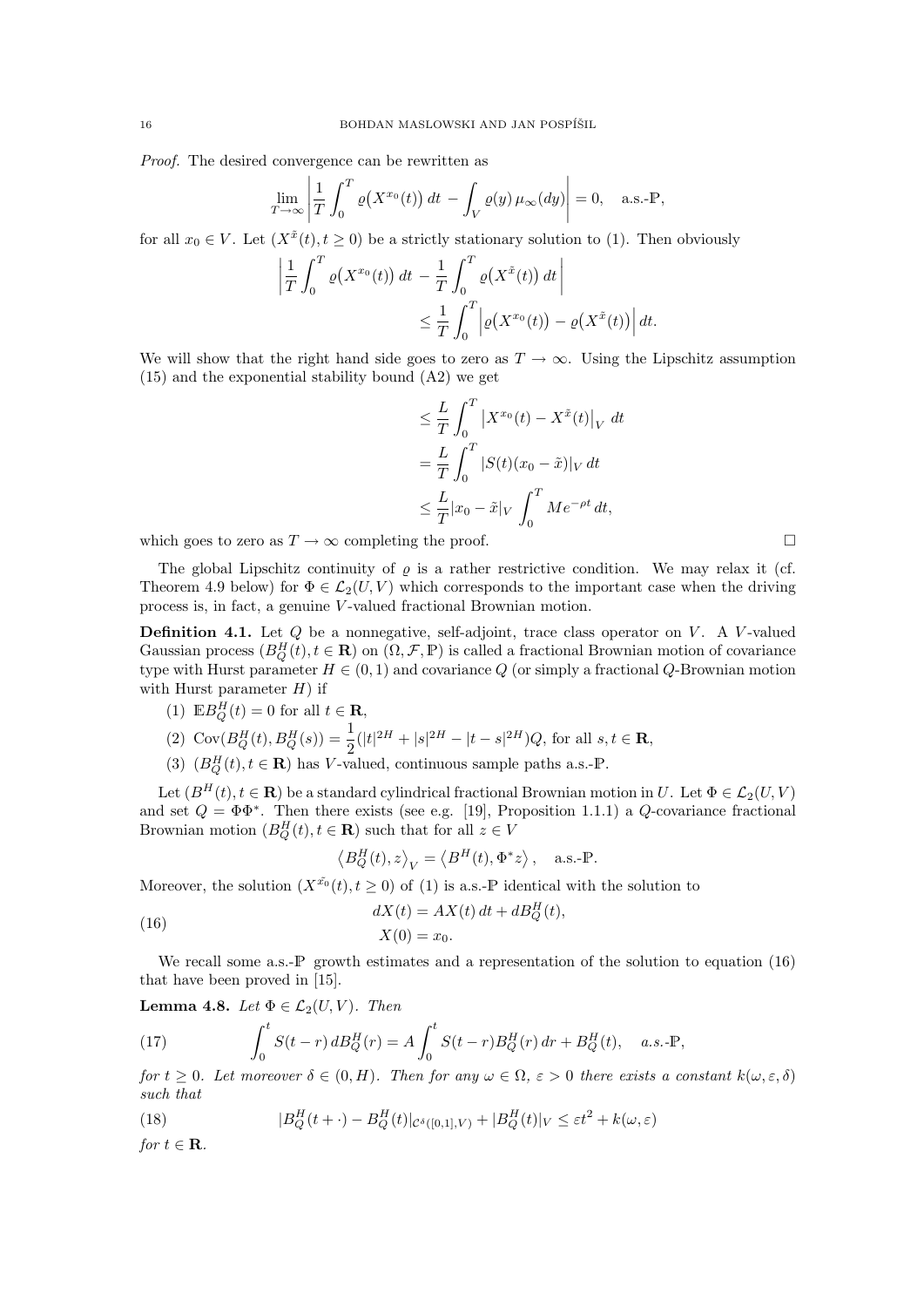*Proof.* The desired convergence can be rewritten as

$$\lim_{T\to\infty}\left|\frac{1}{T}\int_0^T \varrho\big(X^{x_0}(t)\big)\,dt - \int_V \varrho(y)\,\mu_\infty(dy)\right| = 0, \quad \text{a.s.-}\mathbb{P},$$

for all $x_0 \in V$. Let $(X^{\tilde{x}}(t), t \geq 0)$ be a strictly stationary solution to (1). Then obviously

$$\left|\frac{1}{T}\int_0^T \varrho\big(X^{x_0}(t)\big)\,dt - \frac{1}{T}\int_0^T \varrho\big(X^{\tilde{x}}(t)\big)\,dt\right| \leq \frac{1}{T}\int_0^T \left|\varrho\big(X^{x_0}(t)\big) - \varrho\big(X^{\tilde{x}}(t)\big)\right| dt.$$

We will show that the right hand side goes to zero as $T \to \infty$. Using the Lipschitz assumption (15) and the exponential stability bound (A2) we get

$$\begin{aligned}
&\leq \frac{L}{T}\int_0^T \left|X^{x_0}(t) - X^{\tilde{x}}(t)\right|_V \,dt \\
&= \frac{L}{T}\int_0^T |S(t)(x_0 - \tilde{x})|_V \,dt \\
&\leq \frac{L}{T}|x_0 - \tilde{x}|_V \int_0^T Me^{-\rho t}\,dt,
\end{aligned}$$

which goes to zero as $T \to \infty$ completing the proof. □

The global Lipschitz continuity of $\varrho$ is a rather restrictive condition. We may relax it (cf. Theorem 4.9 below) for $\Phi \in \mathcal{L}_2(U,V)$ which corresponds to the important case when the driving process is, in fact, a genuine $V$-valued fractional Brownian motion.

**Definition 4.1.** Let $Q$ be a nonnegative, self-adjoint, trace class operator on $V$. A $V$-valued Gaussian process $(B_Q^H(t), t \in \mathbf{R})$ on $(\Omega, \mathcal{F}, \mathbb{P})$ is called a fractional Brownian motion of covariance type with Hurst parameter $H \in (0,1)$ and covariance $Q$ (or simply a fractional $Q$-Brownian motion with Hurst parameter $H$) if

1. $\mathbb{E}B_Q^H(t) = 0$ for all $t \in \mathbf{R}$,
2. $\operatorname{Cov}(B_Q^H(t), B_Q^H(s)) = \dfrac{1}{2}(|t|^{2H} + |s|^{2H} - |t-s|^{2H})Q$, for all $s, t \in \mathbf{R}$,
3. $(B_Q^H(t), t \in \mathbf{R})$ has $V$-valued, continuous sample paths a.s.-$\mathbb{P}$.

Let $(B^H(t), t \in \mathbf{R})$ be a standard cylindrical fractional Brownian motion in $U$. Let $\Phi \in \mathcal{L}_2(U,V)$ and set $Q = \Phi\Phi^*$. Then there exists (see e.g. [19], Proposition 1.1.1) a $Q$-covariance fractional Brownian motion $(B_Q^H(t), t \in \mathbf{R})$ such that for all $z \in V$

$$\left\langle B_Q^H(t), z\right\rangle_V = \left\langle B^H(t), \Phi^* z\right\rangle, \quad \text{a.s.-}\mathbb{P}.$$

Moreover, the solution $(X^{\tilde{x}_0}(t), t \geq 0)$ of (1) is a.s.-$\mathbb{P}$ identical with the solution to

$$\begin{aligned}
dX(t) &= AX(t)\,dt + dB_Q^H(t), \\
X(0) &= x_0.
\end{aligned} \tag{16}$$

We recall some a.s.-$\mathbb{P}$ growth estimates and a representation of the solution to equation (16) that have been proved in [15].

**Lemma 4.8.** *Let $\Phi \in \mathcal{L}_2(U,V)$. Then*

$$\int_0^t S(t-r)\,dB_Q^H(r) = A\int_0^t S(t-r)B_Q^H(r)\,dr + B_Q^H(t), \quad \text{a.s.-}\mathbb{P}, \tag{17}$$

*for $t \geq 0$. Let moreover $\delta \in (0, H)$. Then for any $\omega \in \Omega$, $\varepsilon > 0$ there exists a constant $k(\omega, \varepsilon, \delta)$ such that*

$$|B_Q^H(t+\cdot) - B_Q^H(t)|_{\mathcal{C}^\delta([0,1],V)} + |B_Q^H(t)|_V \leq \varepsilon t^2 + k(\omega, \varepsilon) \tag{18}$$

*for $t \in \mathbf{R}$.*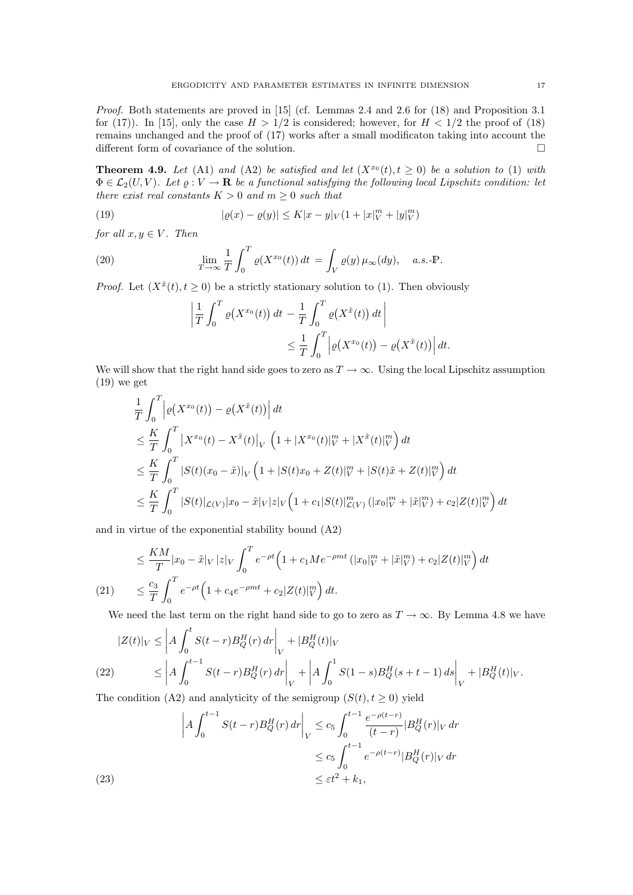*Proof.* Both statements are proved in [15] (cf. Lemmas 2.4 and 2.6 for (18) and Proposition 3.1 for (17)). In [15], only the case $H > 1/2$ is considered; however, for $H < 1/2$ the proof of (18) remains unchanged and the proof of (17) works after a small modificaton taking into account the different form of covariance of the solution. $\square$

**Theorem 4.9.** *Let (A1) and (A2) be satisfied and let $(X^{x_0}(t), t \geq 0)$ be a solution to (1) with $\Phi \in \mathcal{L}_2(U, V)$. Let $\varrho : V \to \mathbf{R}$ be a functional satisfying the following local Lipschitz condition: let there exist real constants $K > 0$ and $m \geq 0$ such that*

$$
|\varrho(x) - \varrho(y)| \leq K|x - y|_V (1 + |x|_V^m + |y|_V^m) \tag{19}
$$

*for all $x, y \in V$. Then*

$$
\lim_{T \to \infty} \frac{1}{T} \int_0^T \varrho(X^{x_0}(t))\, dt = \int_V \varrho(y)\, \mu_\infty(dy), \quad a.s.\text{-}\mathbb{P}. \tag{20}
$$

*Proof.* Let $(X^{\tilde{x}}(t), t \geq 0)$ be a strictly stationary solution to (1). Then obviously

$$
\left| \frac{1}{T} \int_0^T \varrho\big(X^{x_0}(t)\big)\, dt - \frac{1}{T} \int_0^T \varrho\big(X^{\tilde{x}}(t)\big)\, dt \right| \leq \frac{1}{T} \int_0^T \Big| \varrho\big(X^{x_0}(t)\big) - \varrho\big(X^{\tilde{x}}(t)\big) \Big|\, dt.
$$

We will show that the right hand side goes to zero as $T \to \infty$. Using the local Lipschitz assumption (19) we get

$$
\begin{aligned}
&\frac{1}{T} \int_0^T \Big| \varrho\big(X^{x_0}(t)\big) - \varrho\big(X^{\tilde{x}}(t)\big) \Big|\, dt \\
&\leq \frac{K}{T} \int_0^T \big| X^{x_0}(t) - X^{\tilde{x}}(t) \big|_V \Big( 1 + |X^{x_0}(t)|_V^m + |X^{\tilde{x}}(t)|_V^m \Big)\, dt \\
&\leq \frac{K}{T} \int_0^T |S(t)(x_0 - \tilde{x})|_V \Big( 1 + |S(t)x_0 + Z(t)|_V^m + |S(t)\tilde{x} + Z(t)|_V^m \Big)\, dt \\
&\leq \frac{K}{T} \int_0^T |S(t)|_{\mathcal{L}(V)} |x_0 - \tilde{x}|_V |z|_V \Big( 1 + c_1 |S(t)|_{\mathcal{L}(V)}^m \left( |x_0|_V^m + |\tilde{x}|_V^m \right) + c_2 |Z(t)|_V^m \Big)\, dt
\end{aligned}
$$

and in virtue of the exponential stability bound (A2)

$$
\begin{aligned}
&\leq \frac{KM}{T} |x_0 - \tilde{x}|_V\, |z|_V \int_0^T e^{-\rho t} \Big( 1 + c_1 M e^{-\rho m t} \left( |x_0|_V^m + |\tilde{x}|_V^m \right) + c_2 |Z(t)|_V^m \Big)\, dt \\
&\leq \frac{c_3}{T} \int_0^T e^{-\rho t} \Big( 1 + c_4 e^{-\rho m t} + c_2 |Z(t)|_V^m \Big)\, dt. \qquad (21)
\end{aligned}
$$

We need the last term on the right hand side to go to zero as $T \to \infty$. By Lemma 4.8 we have

$$
\begin{aligned}
|Z(t)|_V &\leq \left| A \int_0^t S(t - r) B_Q^H(r)\, dr \right|_V + |B_Q^H(t)|_V \\
&\leq \left| A \int_0^{t-1} S(t - r) B_Q^H(r)\, dr \right|_V + \left| A \int_0^1 S(1 - s) B_Q^H(s + t - 1)\, ds \right|_V + |B_Q^H(t)|_V. \qquad (22)
\end{aligned}
$$

The condition (A2) and analyticity of the semigroup $(S(t), t \geq 0)$ yield

$$
\begin{aligned}
\left| A \int_0^{t-1} S(t - r) B_Q^H(r)\, dr \right|_V &\leq c_5 \int_0^{t-1} \frac{e^{-\rho(t-r)}}{(t - r)} |B_Q^H(r)|_V\, dr \\
&\leq c_5 \int_0^{t-1} e^{-\rho(t-r)} |B_Q^H(r)|_V\, dr \\
&\leq \varepsilon t^2 + k_1, \qquad (23)
\end{aligned}
$$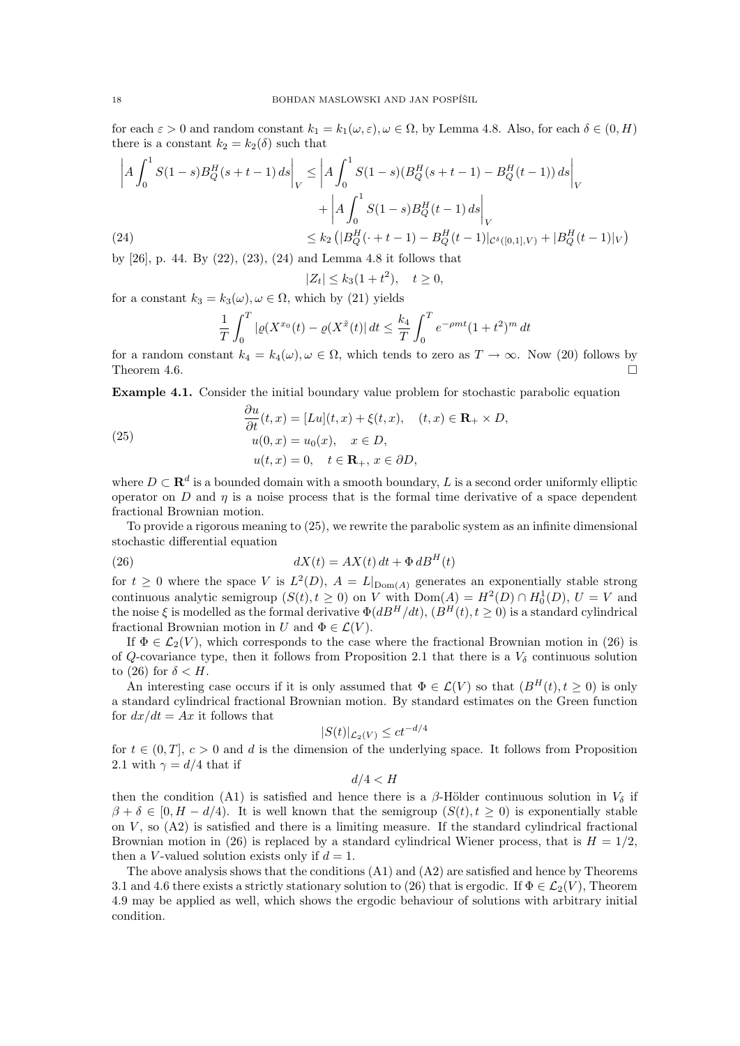for each $\varepsilon > 0$ and random constant $k_1 = k_1(\omega, \varepsilon), \omega \in \Omega$, by Lemma 4.8. Also, for each $\delta \in (0, H)$ there is a constant $k_2 = k_2(\delta)$ such that

$$
\begin{aligned}
\left| A \int_0^1 S(1-s) B_Q^H(s+t-1)\, ds \right|_V &\leq \left| A \int_0^1 S(1-s)(B_Q^H(s+t-1) - B_Q^H(t-1))\, ds \right|_V \\
&\quad + \left| A \int_0^1 S(1-s) B_Q^H(t-1)\, ds \right|_V \\
&\leq k_2 \left( |B_Q^H(\cdot + t - 1) - B_Q^H(t-1)|_{\mathcal{C}^\delta([0,1],V)} + |B_Q^H(t-1)|_V \right)
\end{aligned}
\tag{24}
$$

by [26], p. 44. By (22), (23), (24) and Lemma 4.8 it follows that

$$
|Z_t| \leq k_3(1+t^2), \quad t \geq 0,
$$

for a constant $k_3 = k_3(\omega), \omega \in \Omega$, which by (21) yields

$$
\frac{1}{T} \int_0^T |\varrho(X^{x_0}(t) - \varrho(X^{\tilde{x}}(t)|\, dt \leq \frac{k_4}{T} \int_0^T e^{-\rho m t}(1+t^2)^m\, dt
$$

for a random constant $k_4 = k_4(\omega), \omega \in \Omega$, which tends to zero as $T \to \infty$. Now (20) follows by Theorem 4.6. $\square$

**Example 4.1.** Consider the initial boundary value problem for stochastic parabolic equation

$$
\begin{aligned}
&\frac{\partial u}{\partial t}(t,x) = [Lu](t,x) + \xi(t,x), \quad (t,x) \in \mathbf{R}_+ \times D, \\
&u(0,x) = u_0(x), \quad x \in D, \\
&u(t,x) = 0, \quad t \in \mathbf{R}_+,\ x \in \partial D,
\end{aligned}
\tag{25}
$$

where $D \subset \mathbf{R}^d$ is a bounded domain with a smooth boundary, $L$ is a second order uniformly elliptic operator on $D$ and $\eta$ is a noise process that is the formal time derivative of a space dependent fractional Brownian motion.

To provide a rigorous meaning to (25), we rewrite the parabolic system as an infinite dimensional stochastic differential equation

$$
dX(t) = AX(t)\, dt + \Phi\, dB^H(t) \tag{26}
$$

for $t \geq 0$ where the space $V$ is $L^2(D)$, $A = L|_{\mathrm{Dom}(A)}$ generates an exponentially stable strong continuous analytic semigroup $(S(t), t \geq 0)$ on $V$ with $\mathrm{Dom}(A) = H^2(D) \cap H_0^1(D)$, $U = V$ and the noise $\xi$ is modelled as the formal derivative $\Phi(dB^H/dt)$, $(B^H(t), t \geq 0)$ is a standard cylindrical fractional Brownian motion in $U$ and $\Phi \in \mathcal{L}(V)$.

If $\Phi \in \mathcal{L}_2(V)$, which corresponds to the case where the fractional Brownian motion in (26) is of $Q$-covariance type, then it follows from Proposition 2.1 that there is a $V_\delta$ continuous solution to (26) for $\delta < H$.

An interesting case occurs if it is only assumed that $\Phi \in \mathcal{L}(V)$ so that $(B^H(t), t \geq 0)$ is only a standard cylindrical fractional Brownian motion. By standard estimates on the Green function for $dx/dt = Ax$ it follows that

$$
|S(t)|_{\mathcal{L}_2(V)} \leq ct^{-d/4}
$$

for $t \in (0, T]$, $c > 0$ and $d$ is the dimension of the underlying space. It follows from Proposition 2.1 with $\gamma = d/4$ that if

$$
d/4 < H
$$

then the condition (A1) is satisfied and hence there is a $\beta$-Hölder continuous solution in $V_\delta$ if $\beta + \delta \in [0, H - d/4)$. It is well known that the semigroup $(S(t), t \geq 0)$ is exponentially stable on $V$, so (A2) is satisfied and there is a limiting measure. If the standard cylindrical fractional Brownian motion in (26) is replaced by a standard cylindrical Wiener process, that is $H = 1/2$, then a $V$-valued solution exists only if $d = 1$.

The above analysis shows that the conditions (A1) and (A2) are satisfied and hence by Theorems 3.1 and 4.6 there exists a strictly stationary solution to (26) that is ergodic. If $\Phi \in \mathcal{L}_2(V)$, Theorem 4.9 may be applied as well, which shows the ergodic behaviour of solutions with arbitrary initial condition.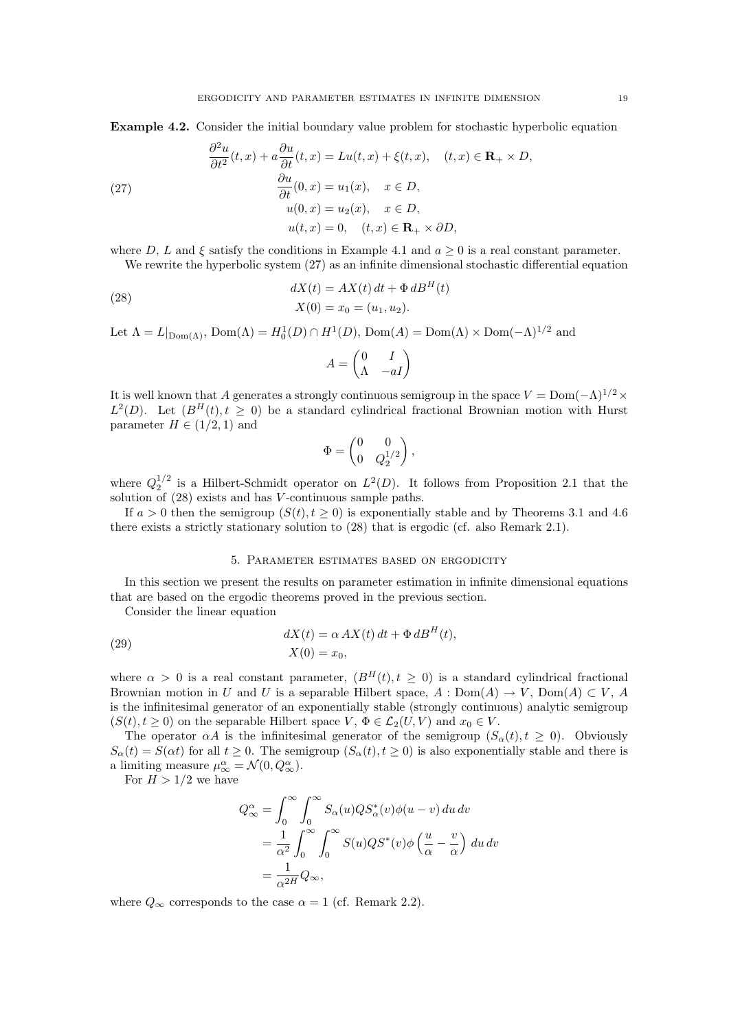**Example 4.2.** Consider the initial boundary value problem for stochastic hyperbolic equation

$$
\begin{aligned}
&\frac{\partial^2 u}{\partial t^2}(t,x) + a\frac{\partial u}{\partial t}(t,x) = Lu(t,x) + \xi(t,x), \quad (t,x) \in \mathbf{R}_+ \times D, \\
&\frac{\partial u}{\partial t}(0,x) = u_1(x), \quad x \in D, \\
&u(0,x) = u_2(x), \quad x \in D, \\
&u(t,x) = 0, \quad (t,x) \in \mathbf{R}_+ \times \partial D,
\end{aligned} \tag{27}
$$

where $D$, $L$ and $\xi$ satisfy the conditions in Example 4.1 and $a \geq 0$ is a real constant parameter.

We rewrite the hyperbolic system (27) as an infinite dimensional stochastic differential equation

$$
\begin{aligned}
dX(t) &= AX(t)\,dt + \Phi\, dB^H(t) \\
X(0) &= x_0 = (u_1, u_2).
\end{aligned} \tag{28}
$$

Let $\Lambda = L|_{\mathrm{Dom}(\Lambda)}$, $\mathrm{Dom}(\Lambda) = H_0^1(D) \cap H^1(D)$, $\mathrm{Dom}(A) = \mathrm{Dom}(\Lambda) \times \mathrm{Dom}(-\Lambda)^{1/2}$ and

$$
A = \begin{pmatrix} 0 & I \\ \Lambda & -aI \end{pmatrix}
$$

It is well known that $A$ generates a strongly continuous semigroup in the space $V = \mathrm{Dom}(-\Lambda)^{1/2} \times L^2(D)$. Let $(B^H(t), t \geq 0)$ be a standard cylindrical fractional Brownian motion with Hurst parameter $H \in (1/2, 1)$ and

$$
\Phi = \begin{pmatrix} 0 & 0 \\ 0 & Q_2^{1/2} \end{pmatrix},
$$

where $Q_2^{1/2}$ is a Hilbert-Schmidt operator on $L^2(D)$. It follows from Proposition 2.1 that the solution of (28) exists and has $V$-continuous sample paths.

If $a > 0$ then the semigroup $(S(t), t \geq 0)$ is exponentially stable and by Theorems 3.1 and 4.6 there exists a strictly stationary solution to (28) that is ergodic (cf. also Remark 2.1).

## 5. Parameter estimates based on ergodicity

In this section we present the results on parameter estimation in infinite dimensional equations that are based on the ergodic theorems proved in the previous section.

Consider the linear equation

$$
\begin{aligned}
dX(t) &= \alpha\, AX(t)\,dt + \Phi\, dB^H(t), \\
X(0) &= x_0,
\end{aligned} \tag{29}
$$

where $\alpha > 0$ is a real constant parameter, $(B^H(t), t \geq 0)$ is a standard cylindrical fractional Brownian motion in $U$ and $U$ is a separable Hilbert space, $A : \mathrm{Dom}(A) \to V$, $\mathrm{Dom}(A) \subset V$, $A$ is the infinitesimal generator of an exponentially stable (strongly continuous) analytic semigroup $(S(t), t \geq 0)$ on the separable Hilbert space $V$, $\Phi \in \mathcal{L}_2(U, V)$ and $x_0 \in V$.

The operator $\alpha A$ is the infinitesimal generator of the semigroup $(S_\alpha(t), t \geq 0)$. Obviously $S_\alpha(t) = S(\alpha t)$ for all $t \geq 0$. The semigroup $(S_\alpha(t), t \geq 0)$ is also exponentially stable and there is a limiting measure $\mu_\infty^\alpha = \mathcal{N}(0, Q_\infty^\alpha)$.

For $H > 1/2$ we have

$$
\begin{aligned}
Q_\infty^\alpha &= \int_0^\infty \int_0^\infty S_\alpha(u) Q S_\alpha^*(v) \phi(u-v)\, du\, dv \\
&= \frac{1}{\alpha^2} \int_0^\infty \int_0^\infty S(u) Q S^*(v) \phi\left(\frac{u}{\alpha} - \frac{v}{\alpha}\right) du\, dv \\
&= \frac{1}{\alpha^{2H}} Q_\infty,
\end{aligned}
$$

where $Q_\infty$ corresponds to the case $\alpha = 1$ (cf. Remark 2.2).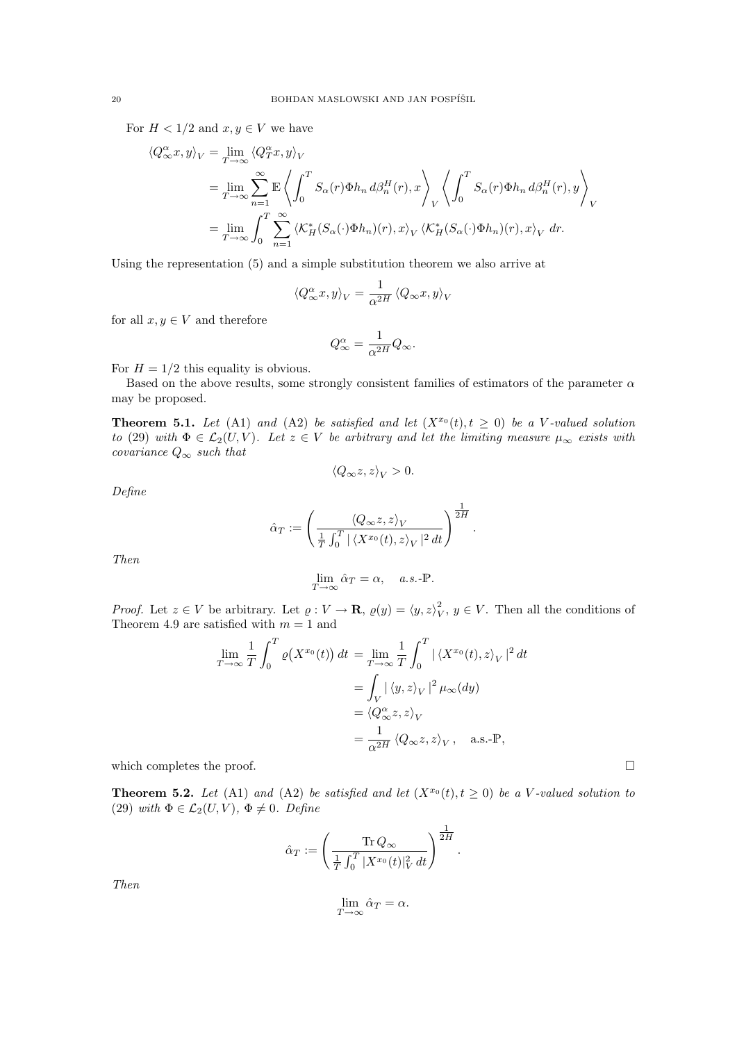For $H < 1/2$ and $x, y \in V$ we have

$$
\begin{aligned}
\langle Q_\infty^\alpha x, y \rangle_V &= \lim_{T\to\infty} \langle Q_T^\alpha x, y \rangle_V \\
&= \lim_{T\to\infty} \sum_{n=1}^{\infty} \mathbb{E} \left\langle \int_0^T S_\alpha(r)\Phi h_n \, d\beta_n^H(r), x \right\rangle_V \left\langle \int_0^T S_\alpha(r)\Phi h_n \, d\beta_n^H(r), y \right\rangle_V \\
&= \lim_{T\to\infty} \int_0^T \sum_{n=1}^{\infty} \langle \mathcal{K}_H^*(S_\alpha(\cdot)\Phi h_n)(r), x \rangle_V \langle \mathcal{K}_H^*(S_\alpha(\cdot)\Phi h_n)(r), x \rangle_V \, dr.
\end{aligned}
$$

Using the representation (5) and a simple substitution theorem we also arrive at

$$
\langle Q_\infty^\alpha x, y \rangle_V = \frac{1}{\alpha^{2H}} \langle Q_\infty x, y \rangle_V
$$

for all $x, y \in V$ and therefore

$$
Q_\infty^\alpha = \frac{1}{\alpha^{2H}} Q_\infty.
$$

For $H = 1/2$ this equality is obvious.

Based on the above results, some strongly consistent families of estimators of the parameter $\alpha$ may be proposed.

**Theorem 5.1.** *Let* (A1) *and* (A2) *be satisfied and let* $(X^{x_0}(t), t \geq 0)$ *be a* $V$*-valued solution to* (29) *with* $\Phi \in \mathcal{L}_2(U, V)$*. Let* $z \in V$ *be arbitrary and let the limiting measure* $\mu_\infty$ *exists with covariance* $Q_\infty$ *such that*

$$
\langle Q_\infty z, z \rangle_V > 0.
$$

*Define*

$$
\hat{\alpha}_T := \left( \frac{\langle Q_\infty z, z \rangle_V}{\frac{1}{T}\int_0^T |\langle X^{x_0}(t), z \rangle_V|^2 \, dt} \right)^{\frac{1}{2H}}.
$$

*Then*

$$
\lim_{T\to\infty} \hat{\alpha}_T = \alpha, \quad \text{a.s.-}\mathbb{P}.
$$

*Proof.* Let $z \in V$ be arbitrary. Let $\varrho : V \to \mathbf{R}$, $\varrho(y) = \langle y, z \rangle_V^2$, $y \in V$. Then all the conditions of Theorem 4.9 are satisfied with $m = 1$ and

$$
\begin{aligned}
\lim_{T\to\infty} \frac{1}{T} \int_0^T \varrho\big(X^{x_0}(t)\big) \, dt &= \lim_{T\to\infty} \frac{1}{T} \int_0^T |\langle X^{x_0}(t), z \rangle_V|^2 \, dt \\
&= \int_V |\langle y, z \rangle_V|^2 \, \mu_\infty(dy) \\
&= \langle Q_\infty^\alpha z, z \rangle_V \\
&= \frac{1}{\alpha^{2H}} \langle Q_\infty z, z \rangle_V, \quad \text{a.s.-}\mathbb{P},
\end{aligned}
$$

which completes the proof. $\square$

**Theorem 5.2.** *Let* (A1) *and* (A2) *be satisfied and let* $(X^{x_0}(t), t \geq 0)$ *be a* $V$*-valued solution to* (29) *with* $\Phi \in \mathcal{L}_2(U, V)$*,* $\Phi \neq 0$*. Define*

$$
\hat{\alpha}_T := \left( \frac{\operatorname{Tr} Q_\infty}{\frac{1}{T}\int_0^T |X^{x_0}(t)|_V^2 \, dt} \right)^{\frac{1}{2H}}.
$$

*Then*

$$
\lim_{T\to\infty} \hat{\alpha}_T = \alpha.
$$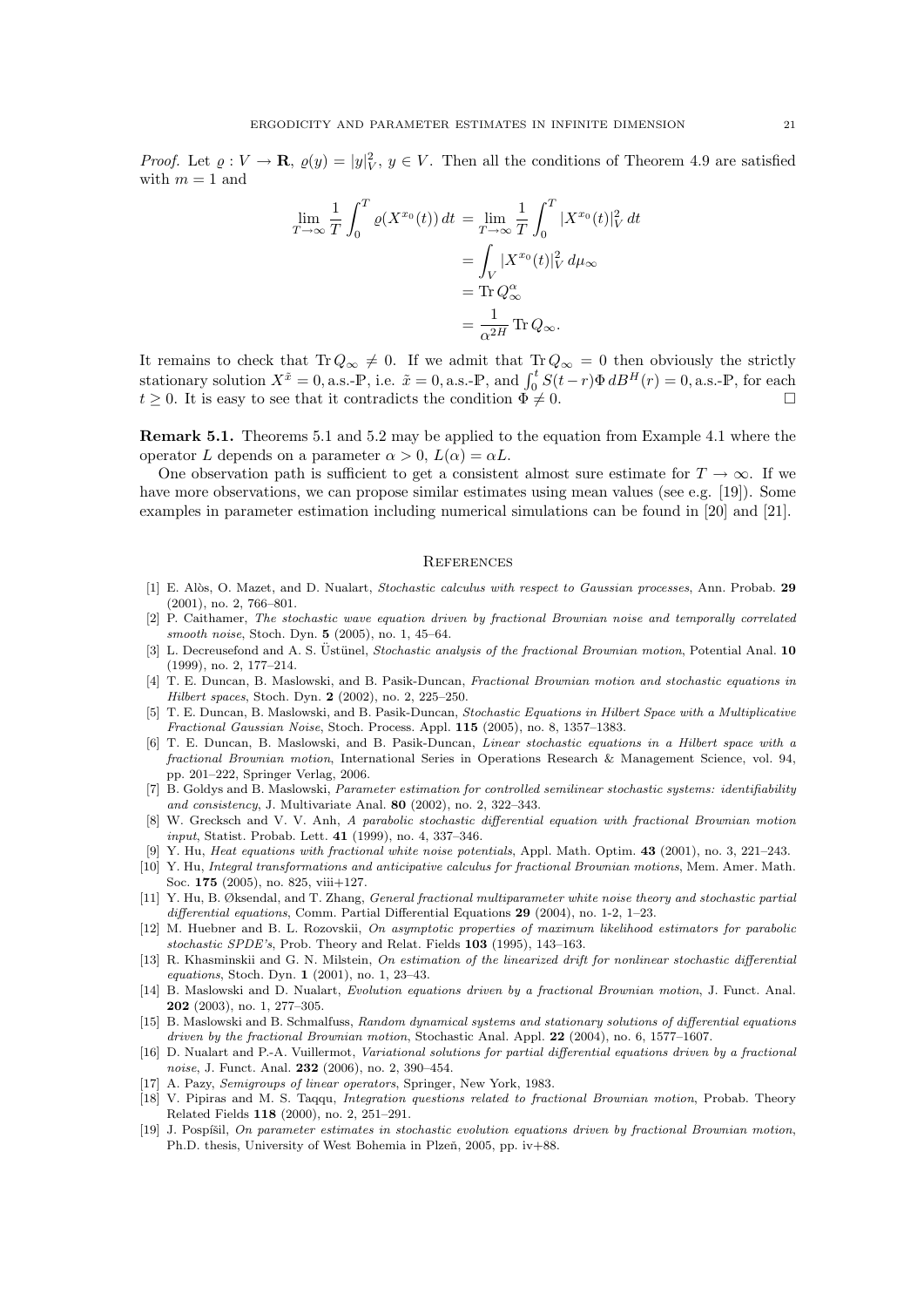*Proof.* Let $\varrho : V \to \mathbf{R}$, $\varrho(y) = |y|_V^2$, $y \in V$. Then all the conditions of Theorem 4.9 are satisfied with $m = 1$ and

$$
\begin{aligned}
\lim_{T\to\infty} \frac{1}{T}\int_0^T \varrho(X^{x_0}(t))\,dt &= \lim_{T\to\infty} \frac{1}{T}\int_0^T |X^{x_0}(t)|_V^2\,dt \\
&= \int_V |X^{x_0}(t)|_V^2\,d\mu_\infty \\
&= \operatorname{Tr} Q_\infty^\alpha \\
&= \frac{1}{\alpha^{2H}} \operatorname{Tr} Q_\infty .
\end{aligned}
$$

It remains to check that $\operatorname{Tr} Q_\infty \neq 0$. If we admit that $\operatorname{Tr} Q_\infty = 0$ then obviously the strictly stationary solution $X^{\tilde{x}} = 0$, a.s.-$\mathbb{P}$, i.e. $\tilde{x} = 0$, a.s.-$\mathbb{P}$, and $\int_0^t S(t-r)\Phi\,dB^H(r) = 0$, a.s.-$\mathbb{P}$, for each $t \geq 0$. It is easy to see that it contradicts the condition $\Phi \neq 0$. $\square$

**Remark 5.1.** Theorems 5.1 and 5.2 may be applied to the equation from Example 4.1 where the operator $L$ depends on a parameter $\alpha > 0$, $L(\alpha) = \alpha L$.

One observation path is sufficient to get a consistent almost sure estimate for $T \to \infty$. If we have more observations, we can propose similar estimates using mean values (see e.g. [19]). Some examples in parameter estimation including numerical simulations can be found in [20] and [21].

## References

[1] E. Alòs, O. Mazet, and D. Nualart, *Stochastic calculus with respect to Gaussian processes*, Ann. Probab. **29** (2001), no. 2, 766–801.

[2] P. Caithamer, *The stochastic wave equation driven by fractional Brownian noise and temporally correlated smooth noise*, Stoch. Dyn. **5** (2005), no. 1, 45–64.

[3] L. Decreusefond and A. S. Üstünel, *Stochastic analysis of the fractional Brownian motion*, Potential Anal. **10** (1999), no. 2, 177–214.

[4] T. E. Duncan, B. Maslowski, and B. Pasik-Duncan, *Fractional Brownian motion and stochastic equations in Hilbert spaces*, Stoch. Dyn. **2** (2002), no. 2, 225–250.

[5] T. E. Duncan, B. Maslowski, and B. Pasik-Duncan, *Stochastic Equations in Hilbert Space with a Multiplicative Fractional Gaussian Noise*, Stoch. Process. Appl. **115** (2005), no. 8, 1357–1383.

[6] T. E. Duncan, B. Maslowski, and B. Pasik-Duncan, *Linear stochastic equations in a Hilbert space with a fractional Brownian motion*, International Series in Operations Research & Management Science, vol. 94, pp. 201–222, Springer Verlag, 2006.

[7] B. Goldys and B. Maslowski, *Parameter estimation for controlled semilinear stochastic systems: identifiability and consistency*, J. Multivariate Anal. **80** (2002), no. 2, 322–343.

[8] W. Grecksch and V. V. Anh, *A parabolic stochastic differential equation with fractional Brownian motion input*, Statist. Probab. Lett. **41** (1999), no. 4, 337–346.

[9] Y. Hu, *Heat equations with fractional white noise potentials*, Appl. Math. Optim. **43** (2001), no. 3, 221–243.

[10] Y. Hu, *Integral transformations and anticipative calculus for fractional Brownian motions*, Mem. Amer. Math. Soc. **175** (2005), no. 825, viii+127.

[11] Y. Hu, B. Øksendal, and T. Zhang, *General fractional multiparameter white noise theory and stochastic partial differential equations*, Comm. Partial Differential Equations **29** (2004), no. 1-2, 1–23.

[12] M. Huebner and B. L. Rozovskii, *On asymptotic properties of maximum likelihood estimators for parabolic stochastic SPDE's*, Prob. Theory and Relat. Fields **103** (1995), 143–163.

[13] R. Khasminskii and G. N. Milstein, *On estimation of the linearized drift for nonlinear stochastic differential equations*, Stoch. Dyn. **1** (2001), no. 1, 23–43.

[14] B. Maslowski and D. Nualart, *Evolution equations driven by a fractional Brownian motion*, J. Funct. Anal. **202** (2003), no. 1, 277–305.

[15] B. Maslowski and B. Schmalfuss, *Random dynamical systems and stationary solutions of differential equations driven by the fractional Brownian motion*, Stochastic Anal. Appl. **22** (2004), no. 6, 1577–1607.

[16] D. Nualart and P.-A. Vuillermot, *Variational solutions for partial differential equations driven by a fractional noise*, J. Funct. Anal. **232** (2006), no. 2, 390–454.

[17] A. Pazy, *Semigroups of linear operators*, Springer, New York, 1983.

[18] V. Pipiras and M. S. Taqqu, *Integration questions related to fractional Brownian motion*, Probab. Theory Related Fields **118** (2000), no. 2, 251–291.

[19] J. Pospíšil, *On parameter estimates in stochastic evolution equations driven by fractional Brownian motion*, Ph.D. thesis, University of West Bohemia in Plzeň, 2005, pp. iv+88.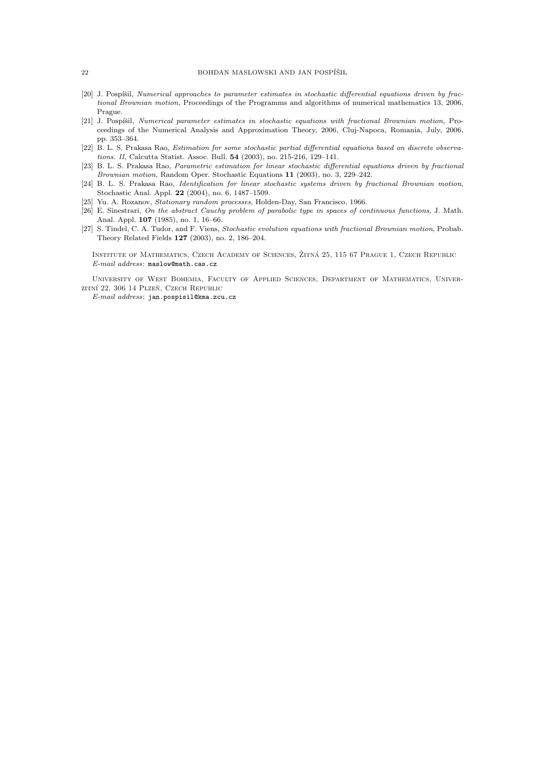[20] J. Pospíšil, *Numerical approaches to parameter estimates in stochastic differential equations driven by fractional Brownian motion*, Proceedings of the Programms and algorithms of numerical mathematics 13, 2006, Prague.

[21] J. Pospíšil, *Numerical parameter estimates in stochastic equations with fractional Brownian motion*, Proceedings of the Numerical Analysis and Approximation Theory, 2006, Cluj-Napoca, Romania, July, 2006, pp. 353–364.

[22] B. L. S. Prakasa Rao, *Estimation for some stochastic partial differential equations based on discrete observations. II*, Calcutta Statist. Assoc. Bull. **54** (2003), no. 215-216, 129–141.

[23] B. L. S. Prakasa Rao, *Parametric estimation for linear stochastic differential equations driven by fractional Brownian motion*, Random Oper. Stochastic Equations **11** (2003), no. 3, 229–242.

[24] B. L. S. Prakasa Rao, *Identification for linear stochastic systems driven by fractional Brownian motion*, Stochastic Anal. Appl. **22** (2004), no. 6, 1487–1509.

[25] Yu. A. Rozanov, *Stationary random processes*, Holden-Day, San Francisco, 1966.

[26] E. Sinestrari, *On the abstract Cauchy problem of parabolic type in spaces of continuous functions*, J. Math. Anal. Appl. **107** (1985), no. 1, 16–66.

[27] S. Tindel, C. A. Tudor, and F. Viens, *Stochastic evolution equations with fractional Brownian motion*, Probab. Theory Related Fields **127** (2003), no. 2, 186–204.

Institute of Mathematics, Czech Academy of Sciences, Žitná 25, 115 67 Prague 1, Czech Republic
*E-mail address*: maslow@math.cas.cz

University of West Bohemia, Faculty of Applied Sciences, Department of Mathematics, Univerzitní 22, 306 14 Plzeň, Czech Republic
*E-mail address*: jan.pospisil@kma.zcu.cz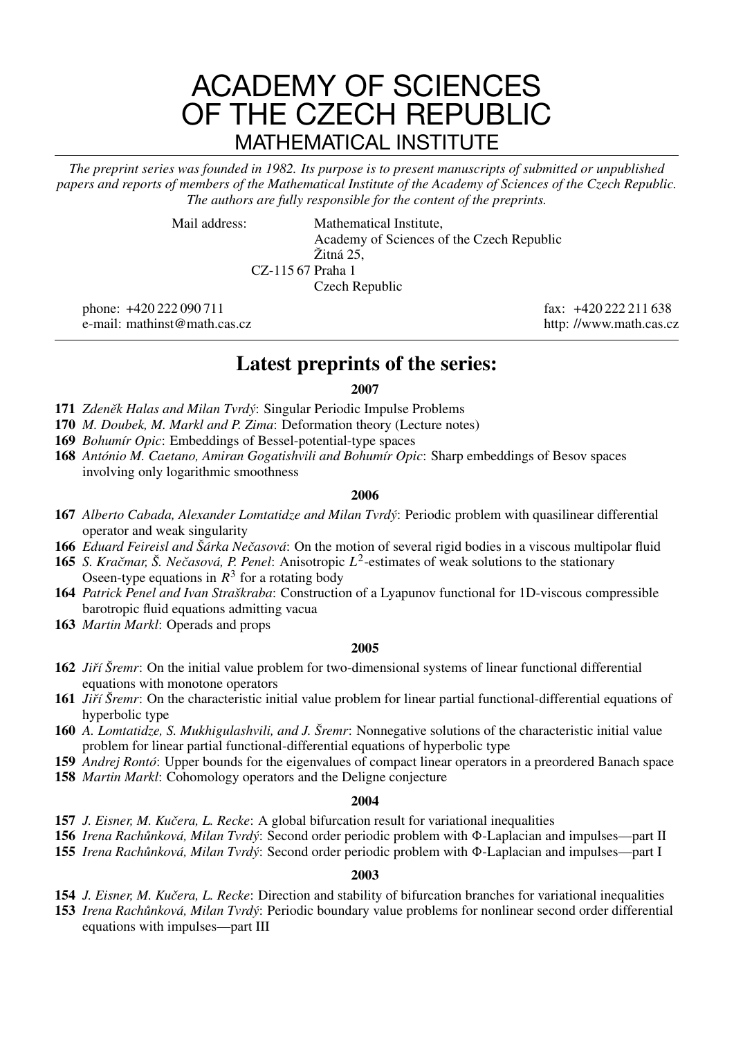# ACADEMY OF SCIENCES OF THE CZECH REPUBLIC

## MATHEMATICAL INSTITUTE

*The preprint series was founded in 1982. Its purpose is to present manuscripts of submitted or unpublished papers and reports of members of the Mathematical Institute of the Academy of Sciences of the Czech Republic. The authors are fully responsible for the content of the preprints.*

Mail address: Mathematical Institute,
Academy of Sciences of the Czech Republic
Žitná 25,
CZ-115 67 Praha 1
Czech Republic

phone: +420 222 090 711 fax: +420 222 211 638
e-mail: mathinst@math.cas.cz http: //www.math.cas.cz

## Latest preprints of the series:

**2007**

**171** *Zdeněk Halas and Milan Tvrdý*: Singular Periodic Impulse Problems

**170** *M. Doubek, M. Markl and P. Zima*: Deformation theory (Lecture notes)

**169** *Bohumír Opic*: Embeddings of Bessel-potential-type spaces

**168** *António M. Caetano, Amiran Gogatishvili and Bohumír Opic*: Sharp embeddings of Besov spaces involving only logarithmic smoothness

**2006**

**167** *Alberto Cabada, Alexander Lomtatidze and Milan Tvrdý*: Periodic problem with quasilinear differential operator and weak singularity

**166** *Eduard Feireisl and Šárka Nečasová*: On the motion of several rigid bodies in a viscous multipolar fluid

**165** *S. Kračmar, Š. Nečasová, P. Penel*: Anisotropic $L^2$-estimates of weak solutions to the stationary Oseen-type equations in $R^3$ for a rotating body

**164** *Patrick Penel and Ivan Straškraba*: Construction of a Lyapunov functional for 1D-viscous compressible barotropic fluid equations admitting vacua

**163** *Martin Markl*: Operads and props

**2005**

**162** *Jiří Šremr*: On the initial value problem for two-dimensional systems of linear functional differential equations with monotone operators

**161** *Jiří Šremr*: On the characteristic initial value problem for linear partial functional-differential equations of hyperbolic type

**160** *A. Lomtatidze, S. Mukhigulashvili, and J. Šremr*: Nonnegative solutions of the characteristic initial value problem for linear partial functional-differential equations of hyperbolic type

**159** *Andrej Rontó*: Upper bounds for the eigenvalues of compact linear operators in a preordered Banach space

**158** *Martin Markl*: Cohomology operators and the Deligne conjecture

**2004**

**157** *J. Eisner, M. Kučera, L. Recke*: A global bifurcation result for variational inequalities

**156** *Irena Rachůnková, Milan Tvrdý*: Second order periodic problem with Φ-Laplacian and impulses—part II

**155** *Irena Rachůnková, Milan Tvrdý*: Second order periodic problem with Φ-Laplacian and impulses—part I

**2003**

**154** *J. Eisner, M. Kučera, L. Recke*: Direction and stability of bifurcation branches for variational inequalities

**153** *Irena Rachůnková, Milan Tvrdý*: Periodic boundary value problems for nonlinear second order differential equations with impulses—part III